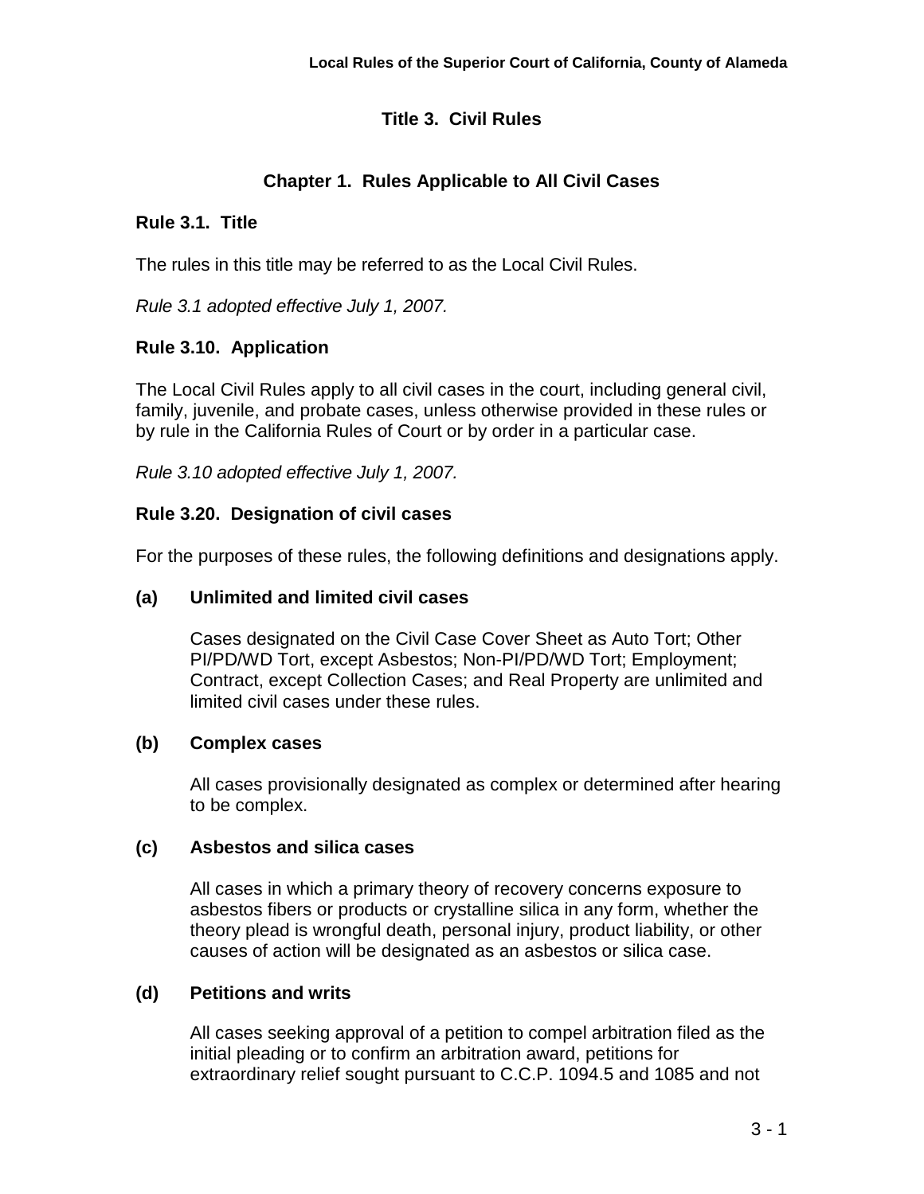# Title 3. Civil Rules

## Chapter 1. Rules Applicable to All Civil Cases

### Rule 3.1. Title

The rules in this title may be referred to as the Local Civil Rules.

*Rule 3.1 adopted effective July 1, 2007.*

### Rule 3.10. Application

The Local Civil Rules apply to all civil cases in the court, including general civil, family, juvenile, and probate cases, unless otherwise provided in these rules or by rule in the California Rules of Court or by order in a particular case.

*Rule 3.10 adopted effective July 1, 2007.*

### Rule 3.20. Designation of civil cases

For the purposes of these rules, the following definitions and designations apply.

**(a) Unlimited and limited civil cases**

Cases designated on the Civil Case Cover Sheet as Auto Tort; Other PI/PD/WD Tort, except Asbestos; Non-PI/PD/WD Tort; Employment; Contract, except Collection Cases; and Real Property are unlimited and limited civil cases under these rules.

**(b) Complex cases**

All cases provisionally designated as complex or determined after hearing to be complex.

**(c) Asbestos and silica cases**

All cases in which a primary theory of recovery concerns exposure to asbestos fibers or products or crystalline silica in any form, whether the theory plead is wrongful death, personal injury, product liability, or other causes of action will be designated as an asbestos or silica case.

**(d) Petitions and writs**

All cases seeking approval of a petition to compel arbitration filed as the initial pleading or to confirm an arbitration award, petitions for extraordinary relief sought pursuant to C.C.P. 1094.5 and 1085 and not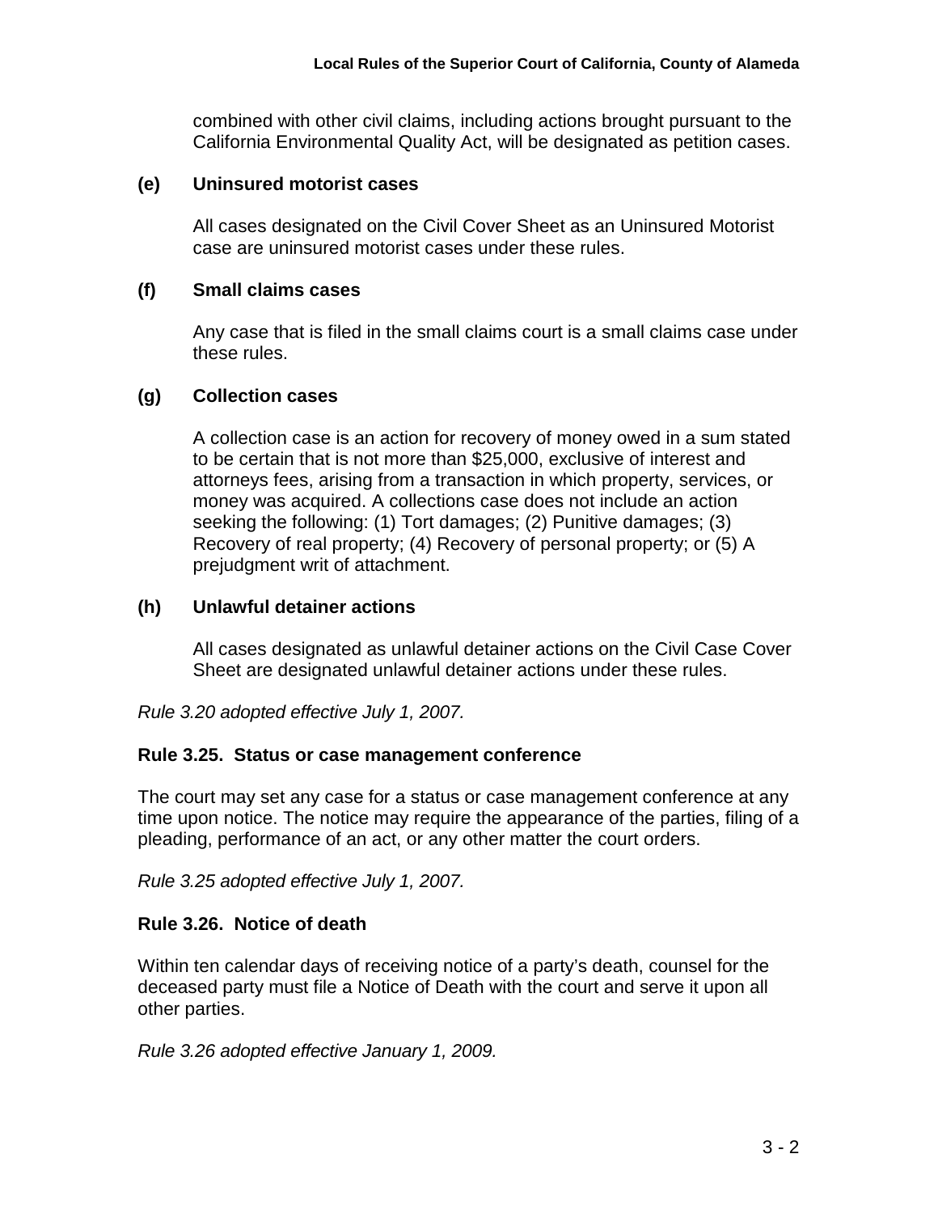combined with other civil claims, including actions brought pursuant to the California Environmental Quality Act, will be designated as petition cases.

**(e) Uninsured motorist cases**

All cases designated on the Civil Cover Sheet as an Uninsured Motorist case are uninsured motorist cases under these rules.

**(f) Small claims cases**

Any case that is filed in the small claims court is a small claims case under these rules.

**(g) Collection cases**

A collection case is an action for recovery of money owed in a sum stated to be certain that is not more than $25,000, exclusive of interest and attorneys fees, arising from a transaction in which property, services, or money was acquired. A collections case does not include an action seeking the following: (1) Tort damages; (2) Punitive damages; (3) Recovery of real property; (4) Recovery of personal property; or (5) A prejudgment writ of attachment.

**(h) Unlawful detainer actions**

All cases designated as unlawful detainer actions on the Civil Case Cover Sheet are designated unlawful detainer actions under these rules.

*Rule 3.20 adopted effective July 1, 2007.*

### Rule 3.25. Status or case management conference

The court may set any case for a status or case management conference at any time upon notice. The notice may require the appearance of the parties, filing of a pleading, performance of an act, or any other matter the court orders.

*Rule 3.25 adopted effective July 1, 2007.*

### Rule 3.26. Notice of death

Within ten calendar days of receiving notice of a party's death, counsel for the deceased party must file a Notice of Death with the court and serve it upon all other parties.

*Rule 3.26 adopted effective January 1, 2009.*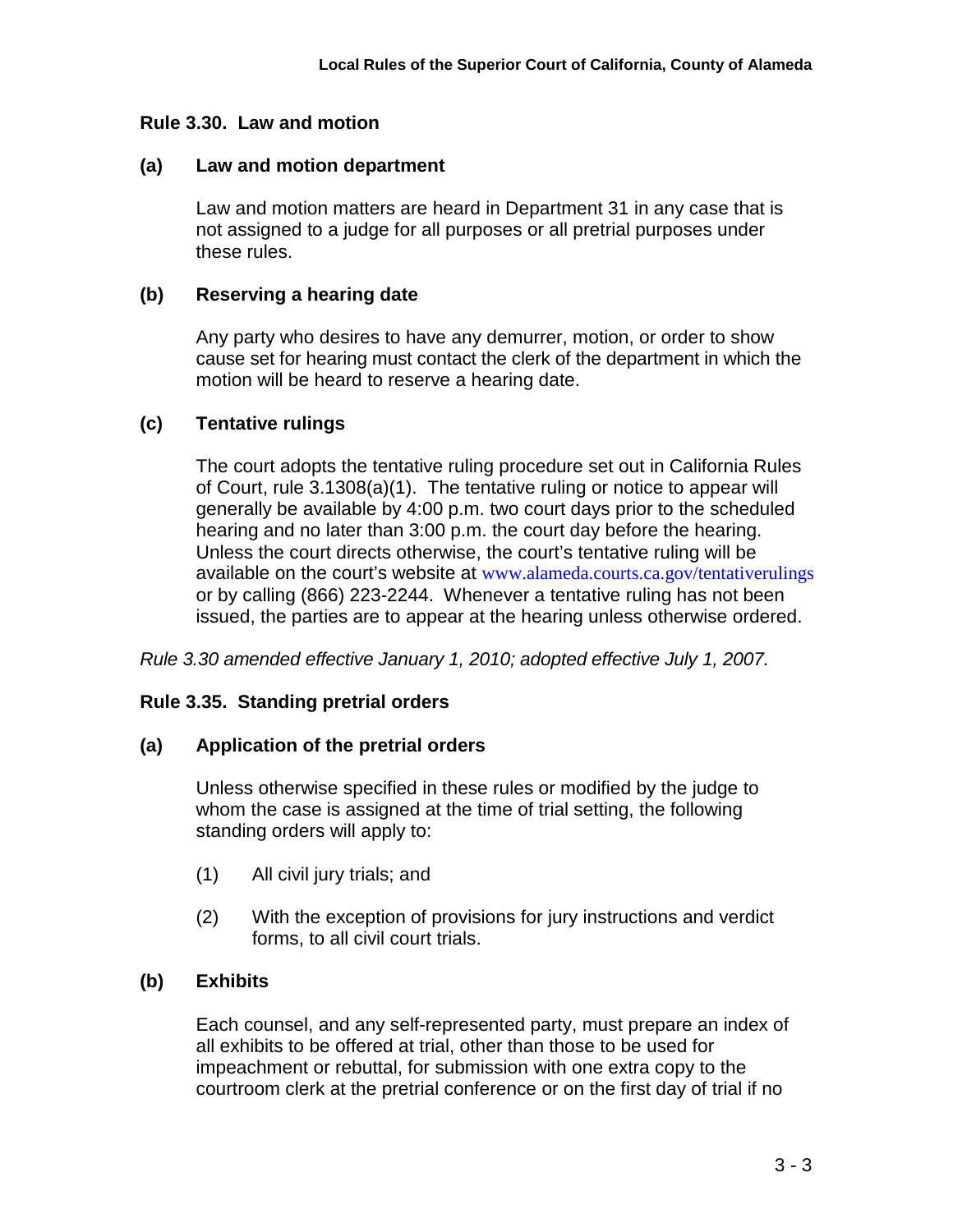### Rule 3.30. Law and motion

**(a) Law and motion department**

Law and motion matters are heard in Department 31 in any case that is not assigned to a judge for all purposes or all pretrial purposes under these rules.

**(b) Reserving a hearing date**

Any party who desires to have any demurrer, motion, or order to show cause set for hearing must contact the clerk of the department in which the motion will be heard to reserve a hearing date.

**(c) Tentative rulings**

The court adopts the tentative ruling procedure set out in California Rules of Court, rule 3.1308(a)(1). The tentative ruling or notice to appear will generally be available by 4:00 p.m. two court days prior to the scheduled hearing and no later than 3:00 p.m. the court day before the hearing. Unless the court directs otherwise, the court's tentative ruling will be available on the court's website at www.alameda.courts.ca.gov/tentativerulings or by calling (866) 223-2244. Whenever a tentative ruling has not been issued, the parties are to appear at the hearing unless otherwise ordered.

*Rule 3.30 amended effective January 1, 2010; adopted effective July 1, 2007.*

### Rule 3.35. Standing pretrial orders

**(a) Application of the pretrial orders**

Unless otherwise specified in these rules or modified by the judge to whom the case is assigned at the time of trial setting, the following standing orders will apply to:

(1) All civil jury trials; and

(2) With the exception of provisions for jury instructions and verdict forms, to all civil court trials.

**(b) Exhibits**

Each counsel, and any self-represented party, must prepare an index of all exhibits to be offered at trial, other than those to be used for impeachment or rebuttal, for submission with one extra copy to the courtroom clerk at the pretrial conference or on the first day of trial if no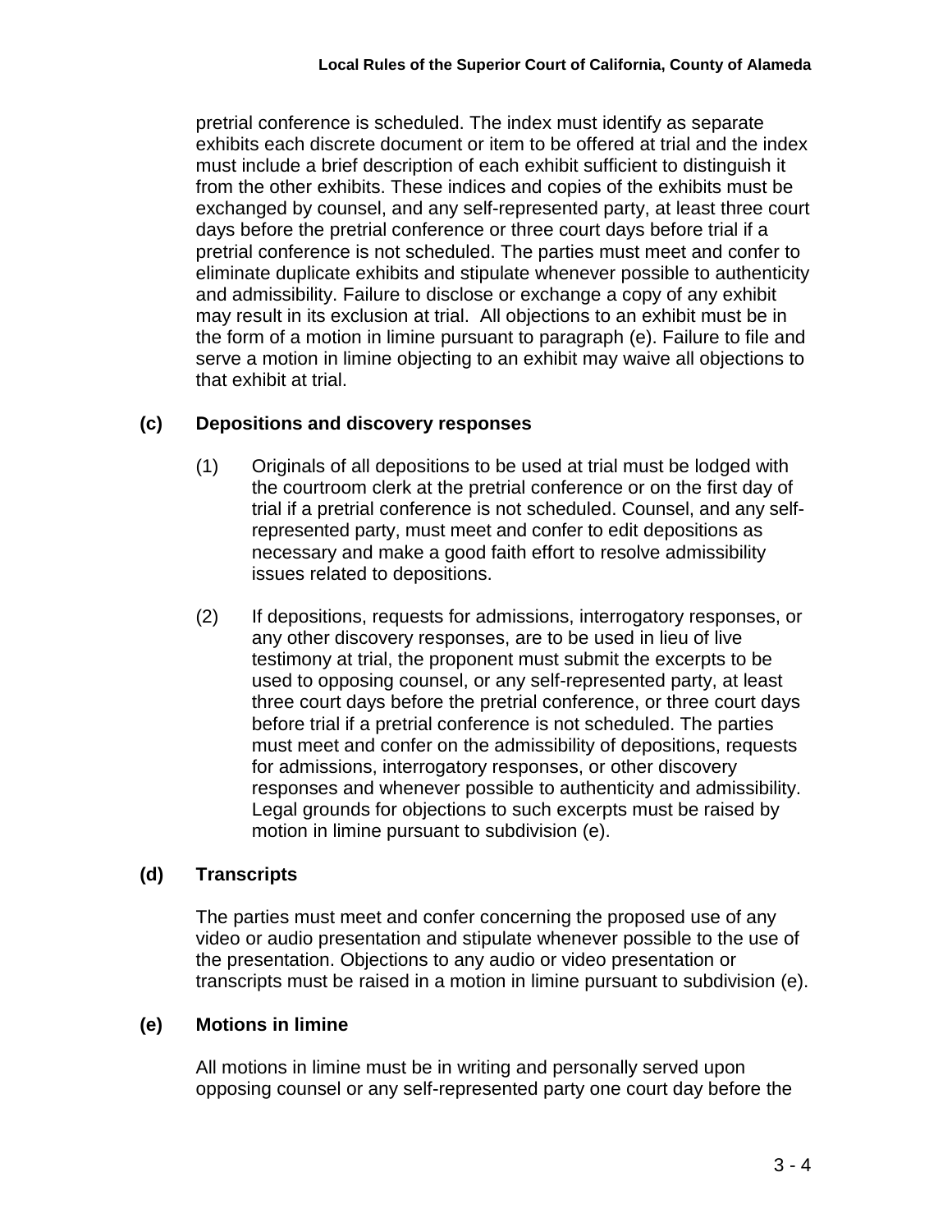pretrial conference is scheduled. The index must identify as separate exhibits each discrete document or item to be offered at trial and the index must include a brief description of each exhibit sufficient to distinguish it from the other exhibits. These indices and copies of the exhibits must be exchanged by counsel, and any self-represented party, at least three court days before the pretrial conference or three court days before trial if a pretrial conference is not scheduled. The parties must meet and confer to eliminate duplicate exhibits and stipulate whenever possible to authenticity and admissibility. Failure to disclose or exchange a copy of any exhibit may result in its exclusion at trial. All objections to an exhibit must be in the form of a motion in limine pursuant to paragraph (e). Failure to file and serve a motion in limine objecting to an exhibit may waive all objections to that exhibit at trial.

**(c) Depositions and discovery responses**

(1) Originals of all depositions to be used at trial must be lodged with the courtroom clerk at the pretrial conference or on the first day of trial if a pretrial conference is not scheduled. Counsel, and any self-represented party, must meet and confer to edit depositions as necessary and make a good faith effort to resolve admissibility issues related to depositions.

(2) If depositions, requests for admissions, interrogatory responses, or any other discovery responses, are to be used in lieu of live testimony at trial, the proponent must submit the excerpts to be used to opposing counsel, or any self-represented party, at least three court days before the pretrial conference, or three court days before trial if a pretrial conference is not scheduled. The parties must meet and confer on the admissibility of depositions, requests for admissions, interrogatory responses, or other discovery responses and whenever possible to authenticity and admissibility. Legal grounds for objections to such excerpts must be raised by motion in limine pursuant to subdivision (e).

**(d) Transcripts**

The parties must meet and confer concerning the proposed use of any video or audio presentation and stipulate whenever possible to the use of the presentation. Objections to any audio or video presentation or transcripts must be raised in a motion in limine pursuant to subdivision (e).

**(e) Motions in limine**

All motions in limine must be in writing and personally served upon opposing counsel or any self-represented party one court day before the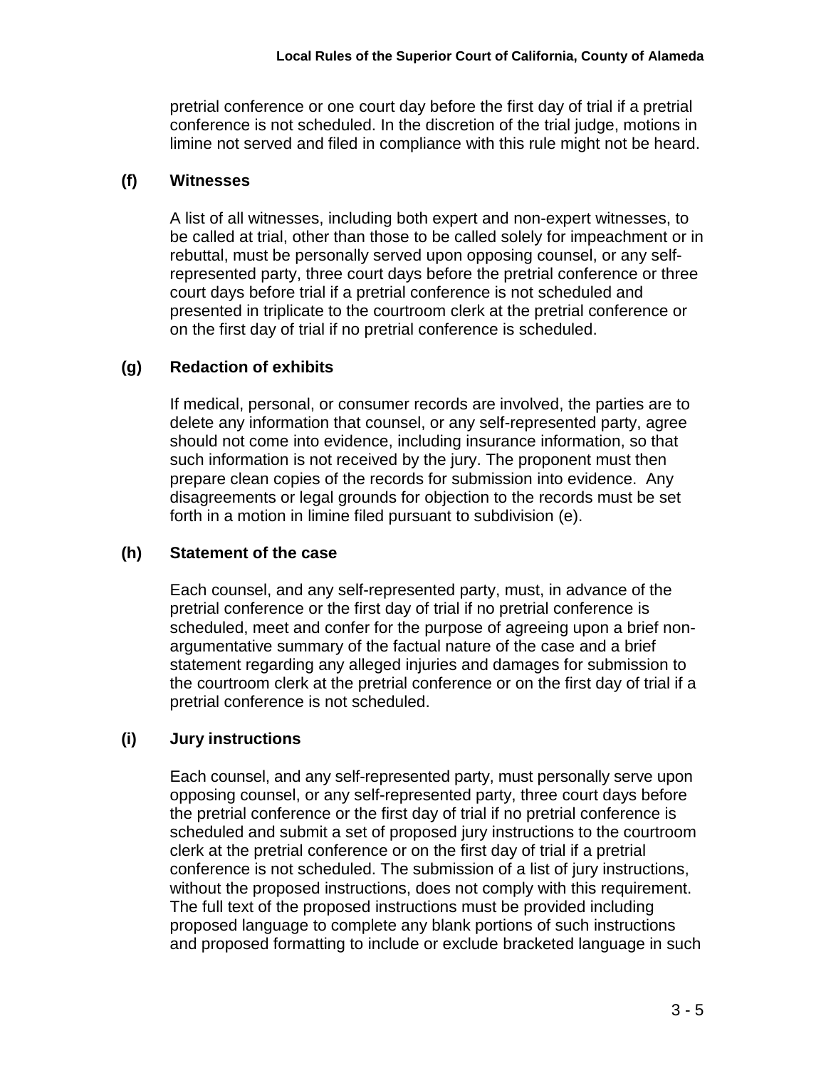pretrial conference or one court day before the first day of trial if a pretrial conference is not scheduled. In the discretion of the trial judge, motions in limine not served and filed in compliance with this rule might not be heard.

**(f) Witnesses**

A list of all witnesses, including both expert and non-expert witnesses, to be called at trial, other than those to be called solely for impeachment or in rebuttal, must be personally served upon opposing counsel, or any self-represented party, three court days before the pretrial conference or three court days before trial if a pretrial conference is not scheduled and presented in triplicate to the courtroom clerk at the pretrial conference or on the first day of trial if no pretrial conference is scheduled.

**(g) Redaction of exhibits**

If medical, personal, or consumer records are involved, the parties are to delete any information that counsel, or any self-represented party, agree should not come into evidence, including insurance information, so that such information is not received by the jury. The proponent must then prepare clean copies of the records for submission into evidence. Any disagreements or legal grounds for objection to the records must be set forth in a motion in limine filed pursuant to subdivision (e).

**(h) Statement of the case**

Each counsel, and any self-represented party, must, in advance of the pretrial conference or the first day of trial if no pretrial conference is scheduled, meet and confer for the purpose of agreeing upon a brief non-argumentative summary of the factual nature of the case and a brief statement regarding any alleged injuries and damages for submission to the courtroom clerk at the pretrial conference or on the first day of trial if a pretrial conference is not scheduled.

**(i) Jury instructions**

Each counsel, and any self-represented party, must personally serve upon opposing counsel, or any self-represented party, three court days before the pretrial conference or the first day of trial if no pretrial conference is scheduled and submit a set of proposed jury instructions to the courtroom clerk at the pretrial conference or on the first day of trial if a pretrial conference is not scheduled. The submission of a list of jury instructions, without the proposed instructions, does not comply with this requirement. The full text of the proposed instructions must be provided including proposed language to complete any blank portions of such instructions and proposed formatting to include or exclude bracketed language in such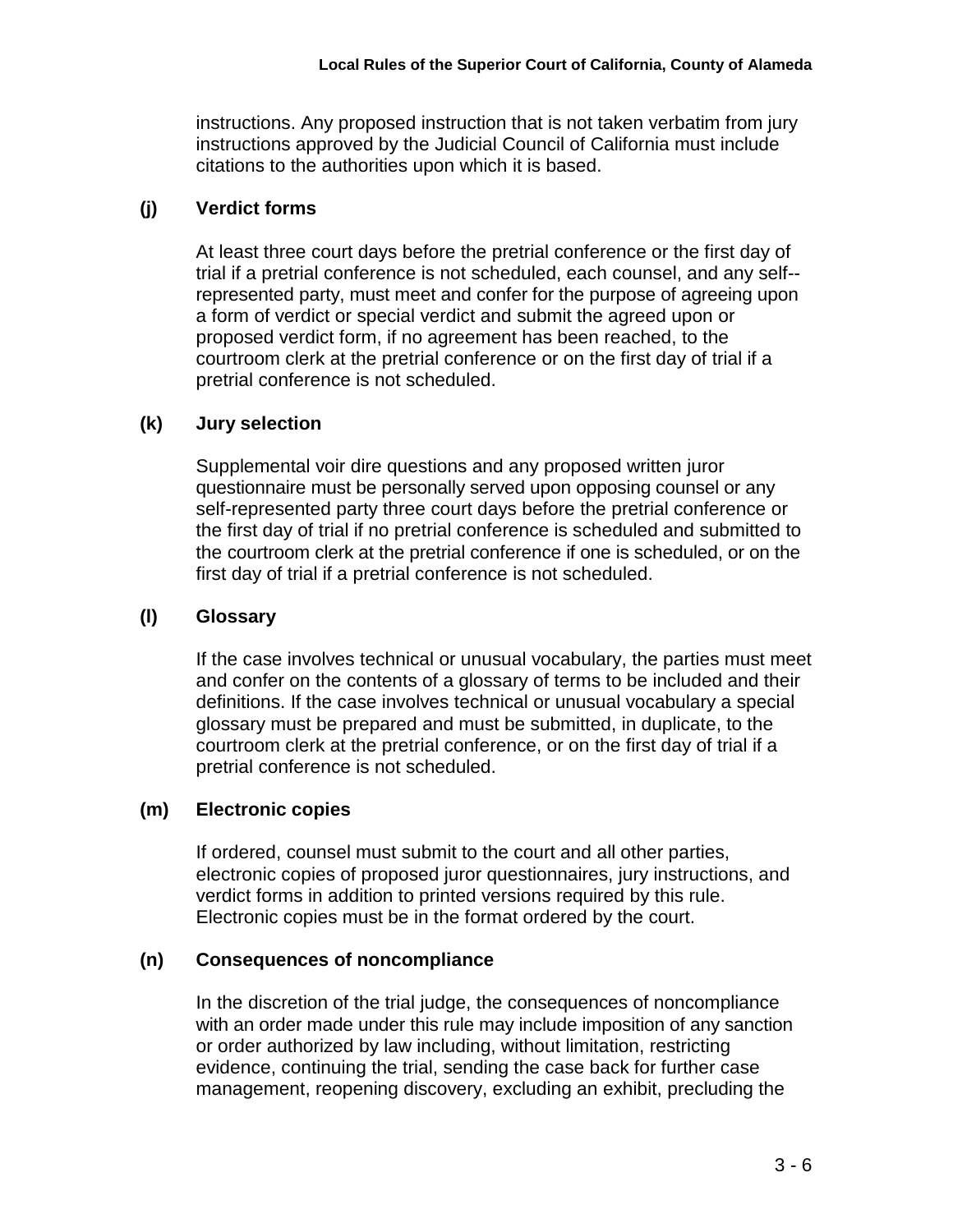instructions. Any proposed instruction that is not taken verbatim from jury instructions approved by the Judicial Council of California must include citations to the authorities upon which it is based.

**(j) Verdict forms**

At least three court days before the pretrial conference or the first day of trial if a pretrial conference is not scheduled, each counsel, and any self--represented party, must meet and confer for the purpose of agreeing upon a form of verdict or special verdict and submit the agreed upon or proposed verdict form, if no agreement has been reached, to the courtroom clerk at the pretrial conference or on the first day of trial if a pretrial conference is not scheduled.

**(k) Jury selection**

Supplemental voir dire questions and any proposed written juror questionnaire must be personally served upon opposing counsel or any self-represented party three court days before the pretrial conference or the first day of trial if no pretrial conference is scheduled and submitted to the courtroom clerk at the pretrial conference if one is scheduled, or on the first day of trial if a pretrial conference is not scheduled.

**(l) Glossary**

If the case involves technical or unusual vocabulary, the parties must meet and confer on the contents of a glossary of terms to be included and their definitions. If the case involves technical or unusual vocabulary a special glossary must be prepared and must be submitted, in duplicate, to the courtroom clerk at the pretrial conference, or on the first day of trial if a pretrial conference is not scheduled.

**(m) Electronic copies**

If ordered, counsel must submit to the court and all other parties, electronic copies of proposed juror questionnaires, jury instructions, and verdict forms in addition to printed versions required by this rule. Electronic copies must be in the format ordered by the court.

**(n) Consequences of noncompliance**

In the discretion of the trial judge, the consequences of noncompliance with an order made under this rule may include imposition of any sanction or order authorized by law including, without limitation, restricting evidence, continuing the trial, sending the case back for further case management, reopening discovery, excluding an exhibit, precluding the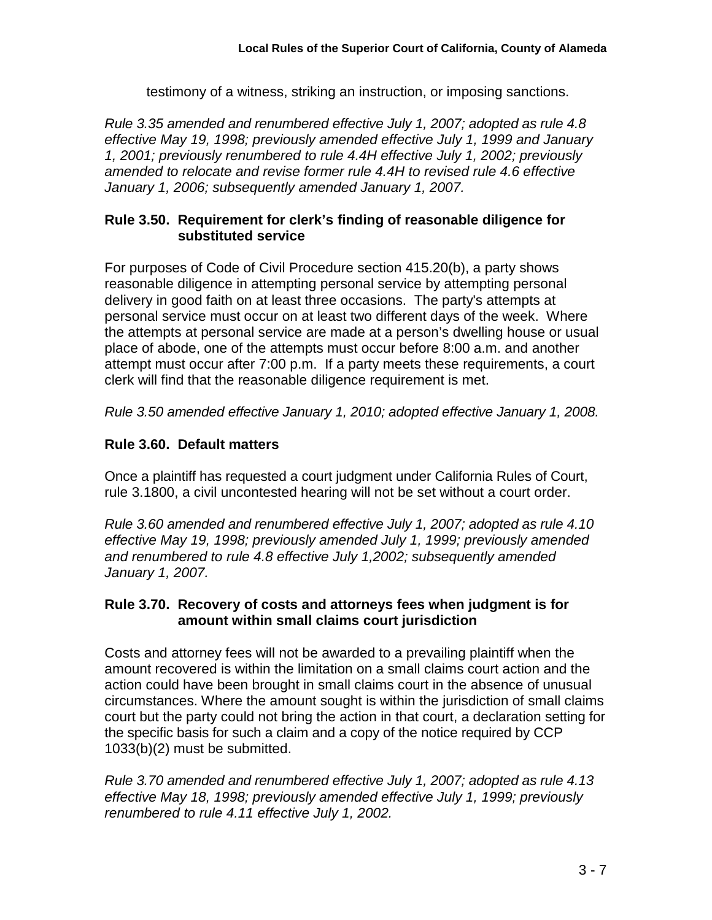testimony of a witness, striking an instruction, or imposing sanctions.

*Rule 3.35 amended and renumbered effective July 1, 2007; adopted as rule 4.8 effective May 19, 1998; previously amended effective July 1, 1999 and January 1, 2001; previously renumbered to rule 4.4H effective July 1, 2002; previously amended to relocate and revise former rule 4.4H to revised rule 4.6 effective January 1, 2006; subsequently amended January 1, 2007.*

### Rule 3.50. Requirement for clerk's finding of reasonable diligence for substituted service

For purposes of Code of Civil Procedure section 415.20(b), a party shows reasonable diligence in attempting personal service by attempting personal delivery in good faith on at least three occasions. The party's attempts at personal service must occur on at least two different days of the week. Where the attempts at personal service are made at a person's dwelling house or usual place of abode, one of the attempts must occur before 8:00 a.m. and another attempt must occur after 7:00 p.m. If a party meets these requirements, a court clerk will find that the reasonable diligence requirement is met.

*Rule 3.50 amended effective January 1, 2010; adopted effective January 1, 2008.*

### Rule 3.60. Default matters

Once a plaintiff has requested a court judgment under California Rules of Court, rule 3.1800, a civil uncontested hearing will not be set without a court order.

*Rule 3.60 amended and renumbered effective July 1, 2007; adopted as rule 4.10 effective May 19, 1998; previously amended July 1, 1999; previously amended and renumbered to rule 4.8 effective July 1,2002; subsequently amended January 1, 2007.*

### Rule 3.70. Recovery of costs and attorneys fees when judgment is for amount within small claims court jurisdiction

Costs and attorney fees will not be awarded to a prevailing plaintiff when the amount recovered is within the limitation on a small claims court action and the action could have been brought in small claims court in the absence of unusual circumstances. Where the amount sought is within the jurisdiction of small claims court but the party could not bring the action in that court, a declaration setting for the specific basis for such a claim and a copy of the notice required by CCP 1033(b)(2) must be submitted.

*Rule 3.70 amended and renumbered effective July 1, 2007; adopted as rule 4.13 effective May 18, 1998; previously amended effective July 1, 1999; previously renumbered to rule 4.11 effective July 1, 2002.*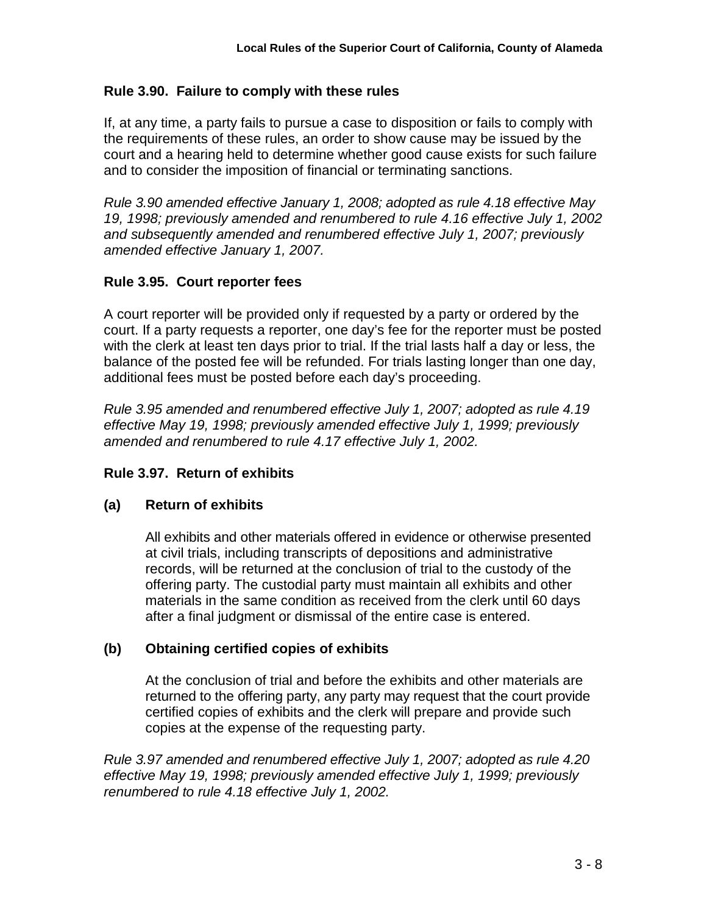### Rule 3.90. Failure to comply with these rules

If, at any time, a party fails to pursue a case to disposition or fails to comply with the requirements of these rules, an order to show cause may be issued by the court and a hearing held to determine whether good cause exists for such failure and to consider the imposition of financial or terminating sanctions.

*Rule 3.90 amended effective January 1, 2008; adopted as rule 4.18 effective May 19, 1998; previously amended and renumbered to rule 4.16 effective July 1, 2002 and subsequently amended and renumbered effective July 1, 2007; previously amended effective January 1, 2007.*

### Rule 3.95. Court reporter fees

A court reporter will be provided only if requested by a party or ordered by the court. If a party requests a reporter, one day's fee for the reporter must be posted with the clerk at least ten days prior to trial. If the trial lasts half a day or less, the balance of the posted fee will be refunded. For trials lasting longer than one day, additional fees must be posted before each day's proceeding.

*Rule 3.95 amended and renumbered effective July 1, 2007; adopted as rule 4.19 effective May 19, 1998; previously amended effective July 1, 1999; previously amended and renumbered to rule 4.17 effective July 1, 2002.*

### Rule 3.97. Return of exhibits

**(a) Return of exhibits**

All exhibits and other materials offered in evidence or otherwise presented at civil trials, including transcripts of depositions and administrative records, will be returned at the conclusion of trial to the custody of the offering party. The custodial party must maintain all exhibits and other materials in the same condition as received from the clerk until 60 days after a final judgment or dismissal of the entire case is entered.

**(b) Obtaining certified copies of exhibits**

At the conclusion of trial and before the exhibits and other materials are returned to the offering party, any party may request that the court provide certified copies of exhibits and the clerk will prepare and provide such copies at the expense of the requesting party.

*Rule 3.97 amended and renumbered effective July 1, 2007; adopted as rule 4.20 effective May 19, 1998; previously amended effective July 1, 1999; previously renumbered to rule 4.18 effective July 1, 2002.*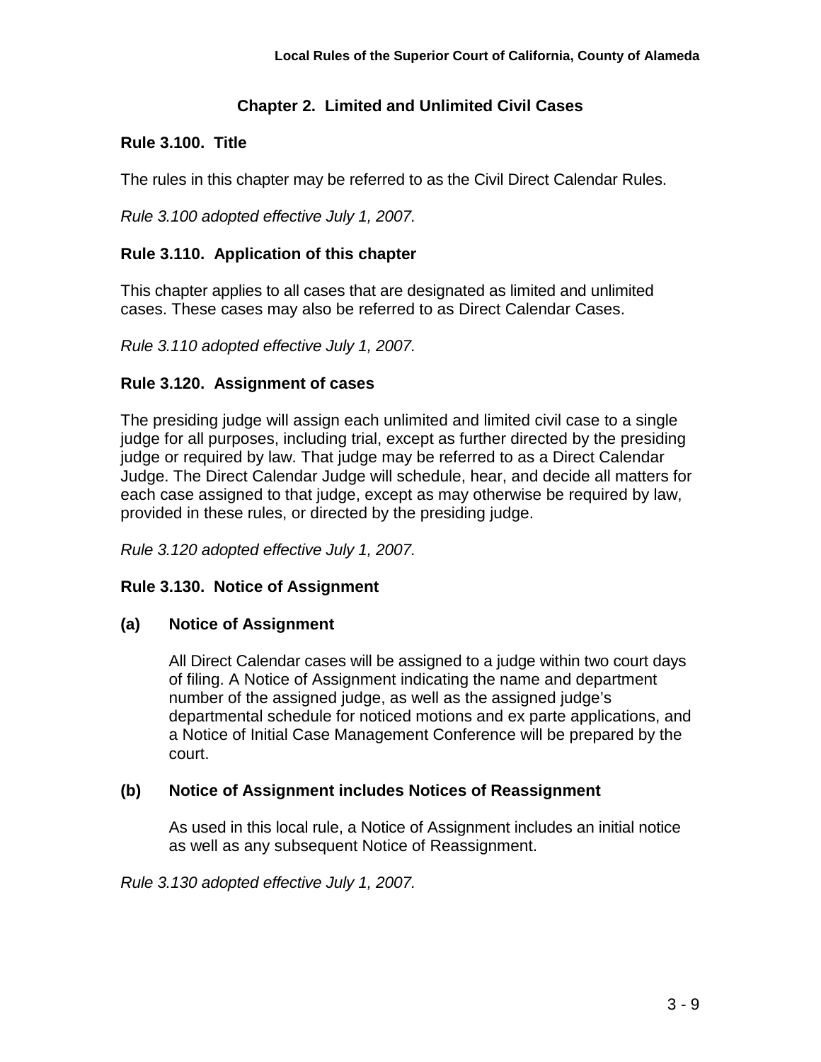## Chapter 2. Limited and Unlimited Civil Cases

### Rule 3.100. Title

The rules in this chapter may be referred to as the Civil Direct Calendar Rules.

*Rule 3.100 adopted effective July 1, 2007.*

### Rule 3.110. Application of this chapter

This chapter applies to all cases that are designated as limited and unlimited cases. These cases may also be referred to as Direct Calendar Cases.

*Rule 3.110 adopted effective July 1, 2007.*

### Rule 3.120. Assignment of cases

The presiding judge will assign each unlimited and limited civil case to a single judge for all purposes, including trial, except as further directed by the presiding judge or required by law. That judge may be referred to as a Direct Calendar Judge. The Direct Calendar Judge will schedule, hear, and decide all matters for each case assigned to that judge, except as may otherwise be required by law, provided in these rules, or directed by the presiding judge.

*Rule 3.120 adopted effective July 1, 2007.*

### Rule 3.130. Notice of Assignment

**(a) Notice of Assignment**

All Direct Calendar cases will be assigned to a judge within two court days of filing. A Notice of Assignment indicating the name and department number of the assigned judge, as well as the assigned judge's departmental schedule for noticed motions and ex parte applications, and a Notice of Initial Case Management Conference will be prepared by the court.

**(b) Notice of Assignment includes Notices of Reassignment**

As used in this local rule, a Notice of Assignment includes an initial notice as well as any subsequent Notice of Reassignment.

*Rule 3.130 adopted effective July 1, 2007.*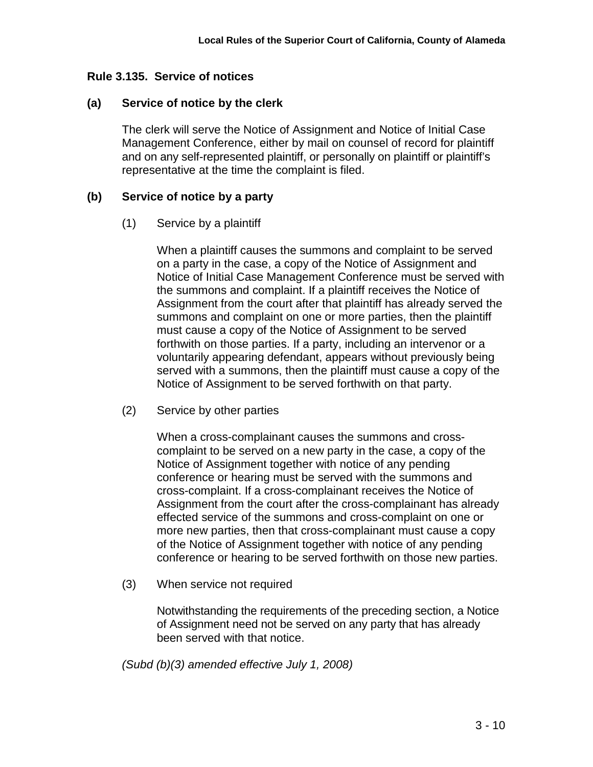### Rule 3.135. Service of notices

**(a) Service of notice by the clerk**

The clerk will serve the Notice of Assignment and Notice of Initial Case Management Conference, either by mail on counsel of record for plaintiff and on any self-represented plaintiff, or personally on plaintiff or plaintiff's representative at the time the complaint is filed.

**(b) Service of notice by a party**

(1) Service by a plaintiff

When a plaintiff causes the summons and complaint to be served on a party in the case, a copy of the Notice of Assignment and Notice of Initial Case Management Conference must be served with the summons and complaint. If a plaintiff receives the Notice of Assignment from the court after that plaintiff has already served the summons and complaint on one or more parties, then the plaintiff must cause a copy of the Notice of Assignment to be served forthwith on those parties. If a party, including an intervenor or a voluntarily appearing defendant, appears without previously being served with a summons, then the plaintiff must cause a copy of the Notice of Assignment to be served forthwith on that party.

(2) Service by other parties

When a cross-complainant causes the summons and cross-complaint to be served on a new party in the case, a copy of the Notice of Assignment together with notice of any pending conference or hearing must be served with the summons and cross-complaint. If a cross-complainant receives the Notice of Assignment from the court after the cross-complainant has already effected service of the summons and cross-complaint on one or more new parties, then that cross-complainant must cause a copy of the Notice of Assignment together with notice of any pending conference or hearing to be served forthwith on those new parties.

(3) When service not required

Notwithstanding the requirements of the preceding section, a Notice of Assignment need not be served on any party that has already been served with that notice.

*(Subd (b)(3) amended effective July 1, 2008)*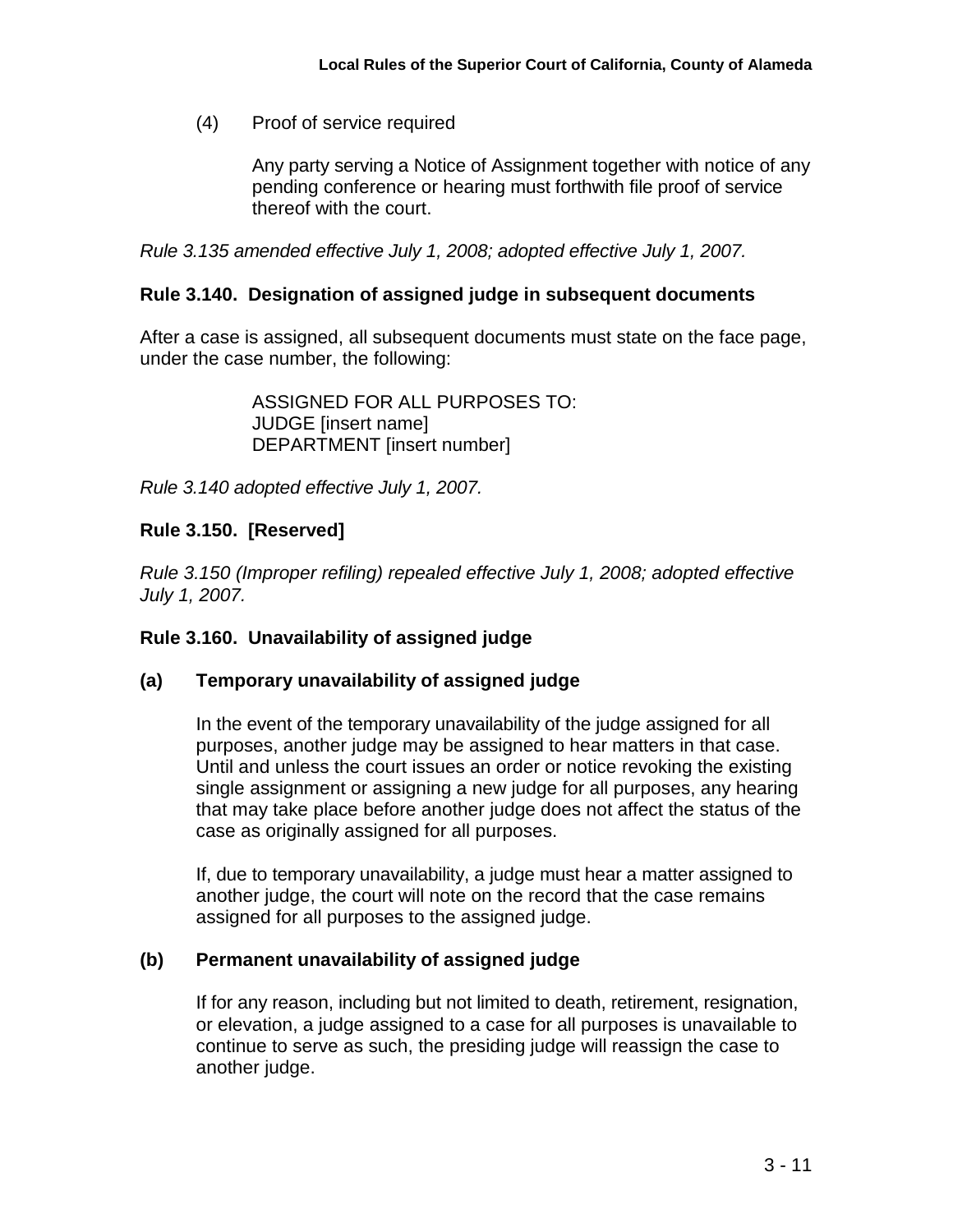(4) Proof of service required

Any party serving a Notice of Assignment together with notice of any pending conference or hearing must forthwith file proof of service thereof with the court.

*Rule 3.135 amended effective July 1, 2008; adopted effective July 1, 2007.*

**Rule 3.140. Designation of assigned judge in subsequent documents**

After a case is assigned, all subsequent documents must state on the face page, under the case number, the following:

ASSIGNED FOR ALL PURPOSES TO:
JUDGE [insert name]
DEPARTMENT [insert number]

*Rule 3.140 adopted effective July 1, 2007.*

**Rule 3.150. [Reserved]**

*Rule 3.150 (Improper refiling) repealed effective July 1, 2008; adopted effective July 1, 2007.*

**Rule 3.160. Unavailability of assigned judge**

**(a) Temporary unavailability of assigned judge**

In the event of the temporary unavailability of the judge assigned for all purposes, another judge may be assigned to hear matters in that case. Until and unless the court issues an order or notice revoking the existing single assignment or assigning a new judge for all purposes, any hearing that may take place before another judge does not affect the status of the case as originally assigned for all purposes.

If, due to temporary unavailability, a judge must hear a matter assigned to another judge, the court will note on the record that the case remains assigned for all purposes to the assigned judge.

**(b) Permanent unavailability of assigned judge**

If for any reason, including but not limited to death, retirement, resignation, or elevation, a judge assigned to a case for all purposes is unavailable to continue to serve as such, the presiding judge will reassign the case to another judge.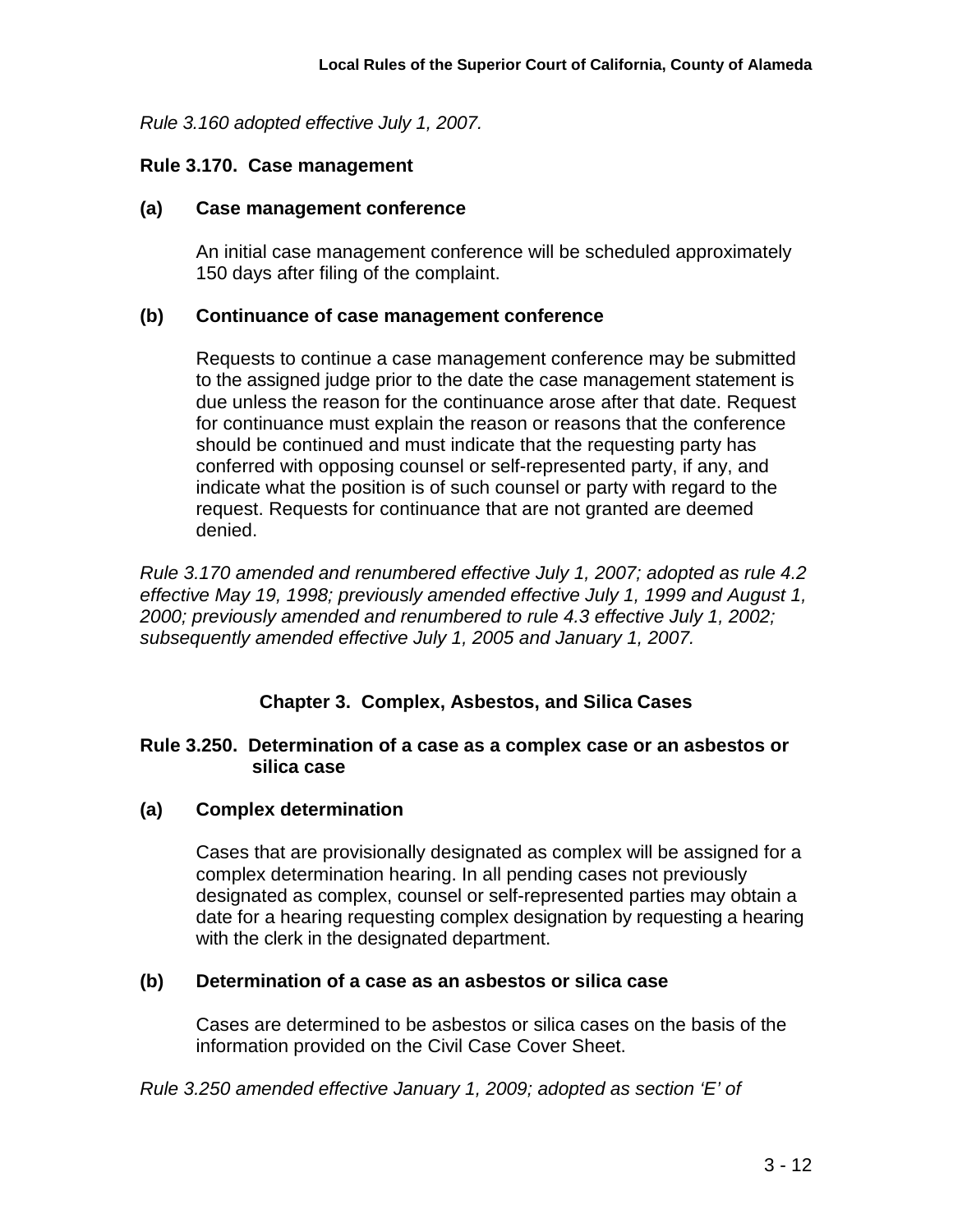*Rule 3.160 adopted effective July 1, 2007.*

### Rule 3.170. Case management

**(a) Case management conference**

An initial case management conference will be scheduled approximately 150 days after filing of the complaint.

**(b) Continuance of case management conference**

Requests to continue a case management conference may be submitted to the assigned judge prior to the date the case management statement is due unless the reason for the continuance arose after that date. Request for continuance must explain the reason or reasons that the conference should be continued and must indicate that the requesting party has conferred with opposing counsel or self-represented party, if any, and indicate what the position is of such counsel or party with regard to the request. Requests for continuance that are not granted are deemed denied.

*Rule 3.170 amended and renumbered effective July 1, 2007; adopted as rule 4.2 effective May 19, 1998; previously amended effective July 1, 1999 and August 1, 2000; previously amended and renumbered to rule 4.3 effective July 1, 2002; subsequently amended effective July 1, 2005 and January 1, 2007.*

## Chapter 3. Complex, Asbestos, and Silica Cases

### Rule 3.250. Determination of a case as a complex case or an asbestos or silica case

**(a) Complex determination**

Cases that are provisionally designated as complex will be assigned for a complex determination hearing. In all pending cases not previously designated as complex, counsel or self-represented parties may obtain a date for a hearing requesting complex designation by requesting a hearing with the clerk in the designated department.

**(b) Determination of a case as an asbestos or silica case**

Cases are determined to be asbestos or silica cases on the basis of the information provided on the Civil Case Cover Sheet.

*Rule 3.250 amended effective January 1, 2009; adopted as section 'E' of*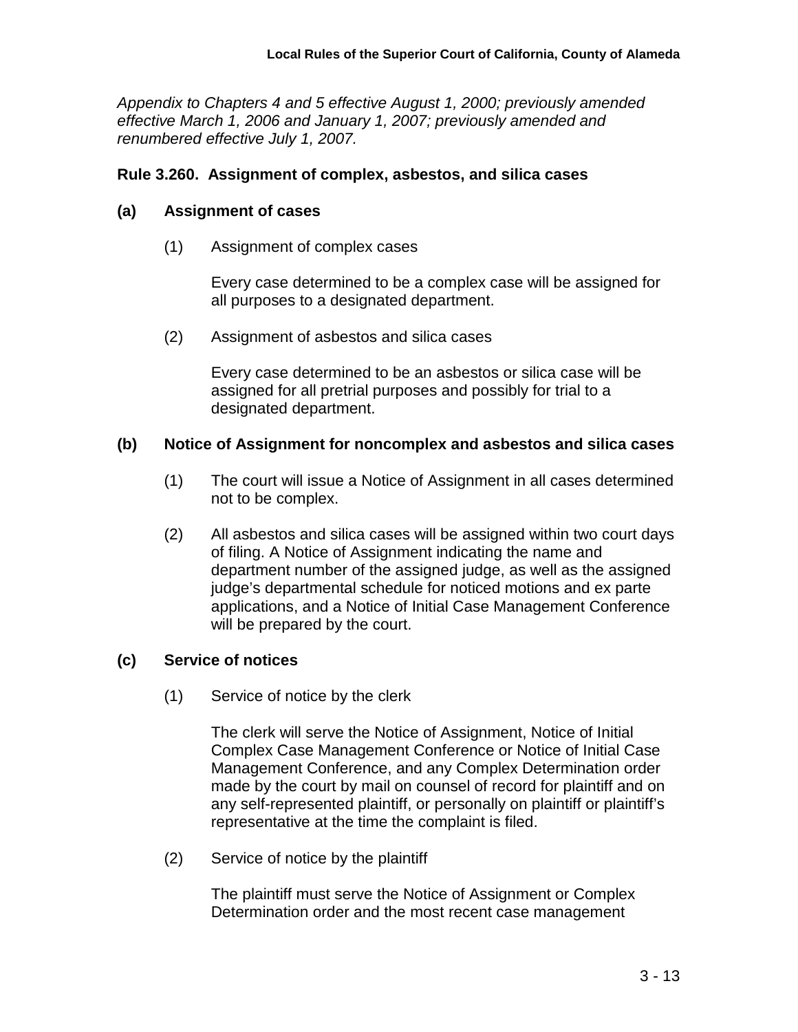*Appendix to Chapters 4 and 5 effective August 1, 2000; previously amended effective March 1, 2006 and January 1, 2007; previously amended and renumbered effective July 1, 2007.*

**Rule 3.260. Assignment of complex, asbestos, and silica cases**

**(a) Assignment of cases**

(1) Assignment of complex cases

Every case determined to be a complex case will be assigned for all purposes to a designated department.

(2) Assignment of asbestos and silica cases

Every case determined to be an asbestos or silica case will be assigned for all pretrial purposes and possibly for trial to a designated department.

**(b) Notice of Assignment for noncomplex and asbestos and silica cases**

(1) The court will issue a Notice of Assignment in all cases determined not to be complex.

(2) All asbestos and silica cases will be assigned within two court days of filing. A Notice of Assignment indicating the name and department number of the assigned judge, as well as the assigned judge's departmental schedule for noticed motions and ex parte applications, and a Notice of Initial Case Management Conference will be prepared by the court.

**(c) Service of notices**

(1) Service of notice by the clerk

The clerk will serve the Notice of Assignment, Notice of Initial Complex Case Management Conference or Notice of Initial Case Management Conference, and any Complex Determination order made by the court by mail on counsel of record for plaintiff and on any self-represented plaintiff, or personally on plaintiff or plaintiff's representative at the time the complaint is filed.

(2) Service of notice by the plaintiff

The plaintiff must serve the Notice of Assignment or Complex Determination order and the most recent case management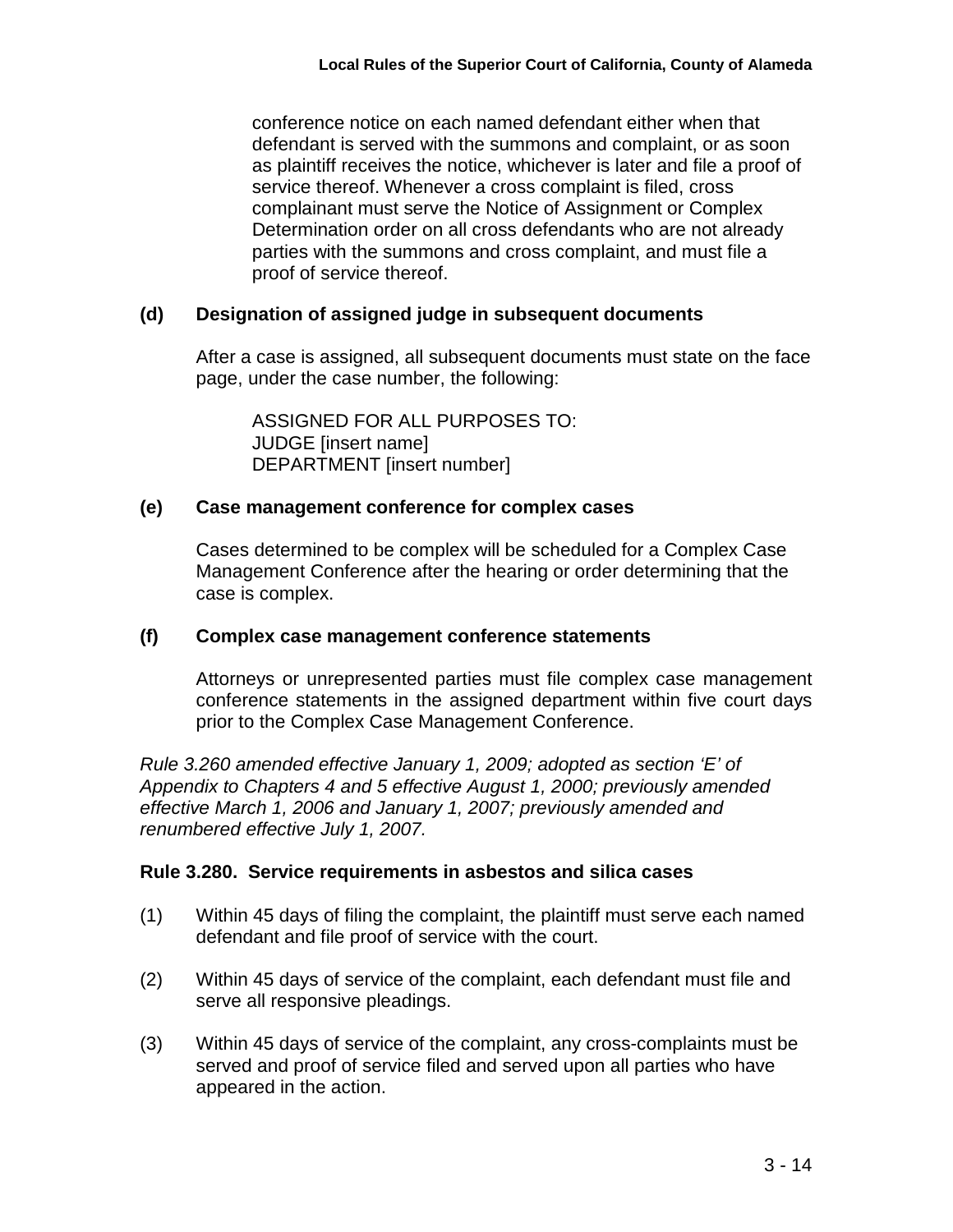conference notice on each named defendant either when that defendant is served with the summons and complaint, or as soon as plaintiff receives the notice, whichever is later and file a proof of service thereof. Whenever a cross complaint is filed, cross complainant must serve the Notice of Assignment or Complex Determination order on all cross defendants who are not already parties with the summons and cross complaint, and must file a proof of service thereof.

**(d) Designation of assigned judge in subsequent documents**

After a case is assigned, all subsequent documents must state on the face page, under the case number, the following:

ASSIGNED FOR ALL PURPOSES TO:
JUDGE [insert name]
DEPARTMENT [insert number]

**(e) Case management conference for complex cases**

Cases determined to be complex will be scheduled for a Complex Case Management Conference after the hearing or order determining that the case is complex.

**(f) Complex case management conference statements**

Attorneys or unrepresented parties must file complex case management conference statements in the assigned department within five court days prior to the Complex Case Management Conference.

*Rule 3.260 amended effective January 1, 2009; adopted as section 'E' of Appendix to Chapters 4 and 5 effective August 1, 2000; previously amended effective March 1, 2006 and January 1, 2007; previously amended and renumbered effective July 1, 2007.*

**Rule 3.280. Service requirements in asbestos and silica cases**

(1) Within 45 days of filing the complaint, the plaintiff must serve each named defendant and file proof of service with the court.

(2) Within 45 days of service of the complaint, each defendant must file and serve all responsive pleadings.

(3) Within 45 days of service of the complaint, any cross-complaints must be served and proof of service filed and served upon all parties who have appeared in the action.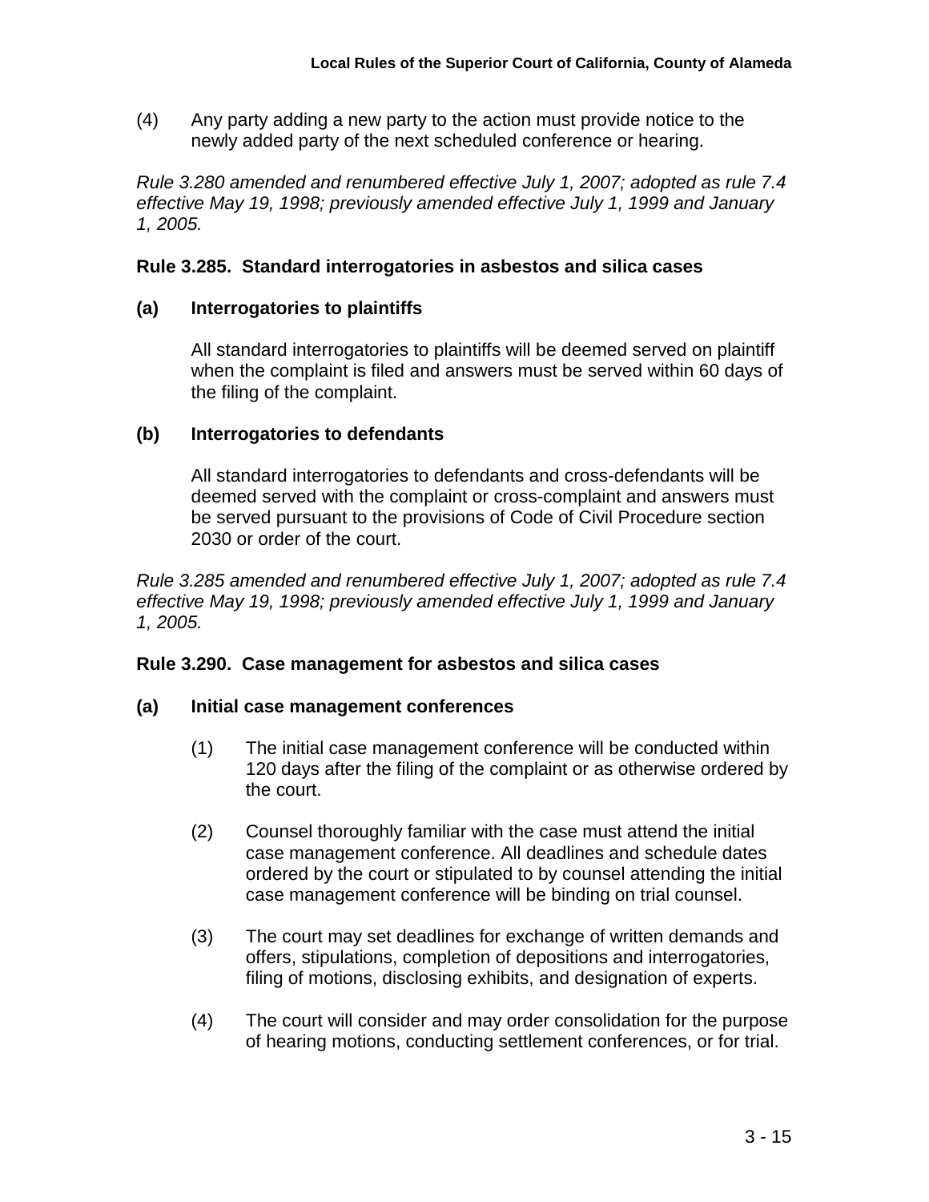(4) Any party adding a new party to the action must provide notice to the newly added party of the next scheduled conference or hearing.

*Rule 3.280 amended and renumbered effective July 1, 2007; adopted as rule 7.4 effective May 19, 1998; previously amended effective July 1, 1999 and January 1, 2005.*

### Rule 3.285. Standard interrogatories in asbestos and silica cases

**(a) Interrogatories to plaintiffs**

All standard interrogatories to plaintiffs will be deemed served on plaintiff when the complaint is filed and answers must be served within 60 days of the filing of the complaint.

**(b) Interrogatories to defendants**

All standard interrogatories to defendants and cross-defendants will be deemed served with the complaint or cross-complaint and answers must be served pursuant to the provisions of Code of Civil Procedure section 2030 or order of the court.

*Rule 3.285 amended and renumbered effective July 1, 2007; adopted as rule 7.4 effective May 19, 1998; previously amended effective July 1, 1999 and January 1, 2005.*

### Rule 3.290. Case management for asbestos and silica cases

**(a) Initial case management conferences**

(1) The initial case management conference will be conducted within 120 days after the filing of the complaint or as otherwise ordered by the court.

(2) Counsel thoroughly familiar with the case must attend the initial case management conference. All deadlines and schedule dates ordered by the court or stipulated to by counsel attending the initial case management conference will be binding on trial counsel.

(3) The court may set deadlines for exchange of written demands and offers, stipulations, completion of depositions and interrogatories, filing of motions, disclosing exhibits, and designation of experts.

(4) The court will consider and may order consolidation for the purpose of hearing motions, conducting settlement conferences, or for trial.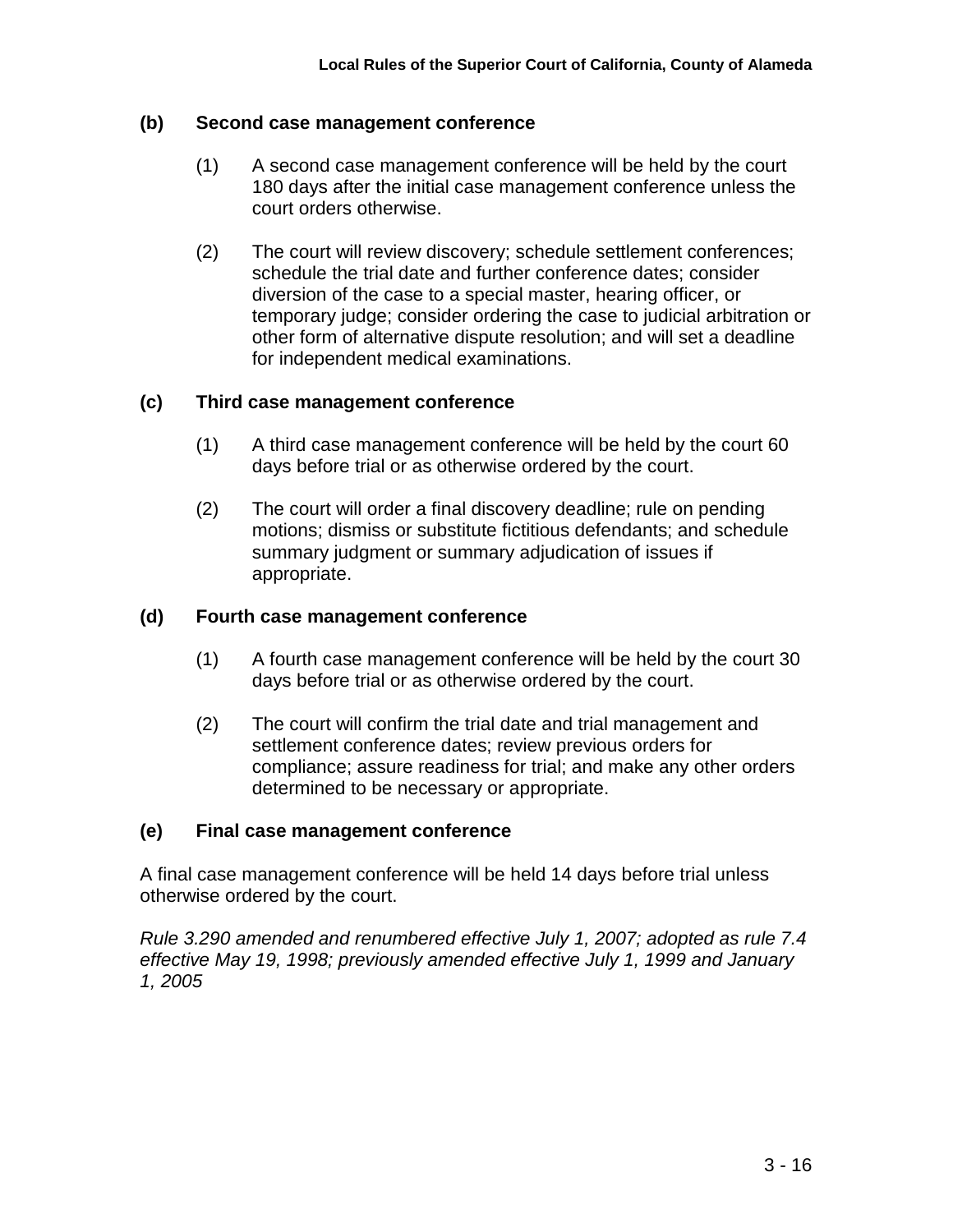**(b) Second case management conference**

(1) A second case management conference will be held by the court 180 days after the initial case management conference unless the court orders otherwise.

(2) The court will review discovery; schedule settlement conferences; schedule the trial date and further conference dates; consider diversion of the case to a special master, hearing officer, or temporary judge; consider ordering the case to judicial arbitration or other form of alternative dispute resolution; and will set a deadline for independent medical examinations.

**(c) Third case management conference**

(1) A third case management conference will be held by the court 60 days before trial or as otherwise ordered by the court.

(2) The court will order a final discovery deadline; rule on pending motions; dismiss or substitute fictitious defendants; and schedule summary judgment or summary adjudication of issues if appropriate.

**(d) Fourth case management conference**

(1) A fourth case management conference will be held by the court 30 days before trial or as otherwise ordered by the court.

(2) The court will confirm the trial date and trial management and settlement conference dates; review previous orders for compliance; assure readiness for trial; and make any other orders determined to be necessary or appropriate.

**(e) Final case management conference**

A final case management conference will be held 14 days before trial unless otherwise ordered by the court.

*Rule 3.290 amended and renumbered effective July 1, 2007; adopted as rule 7.4 effective May 19, 1998; previously amended effective July 1, 1999 and January 1, 2005*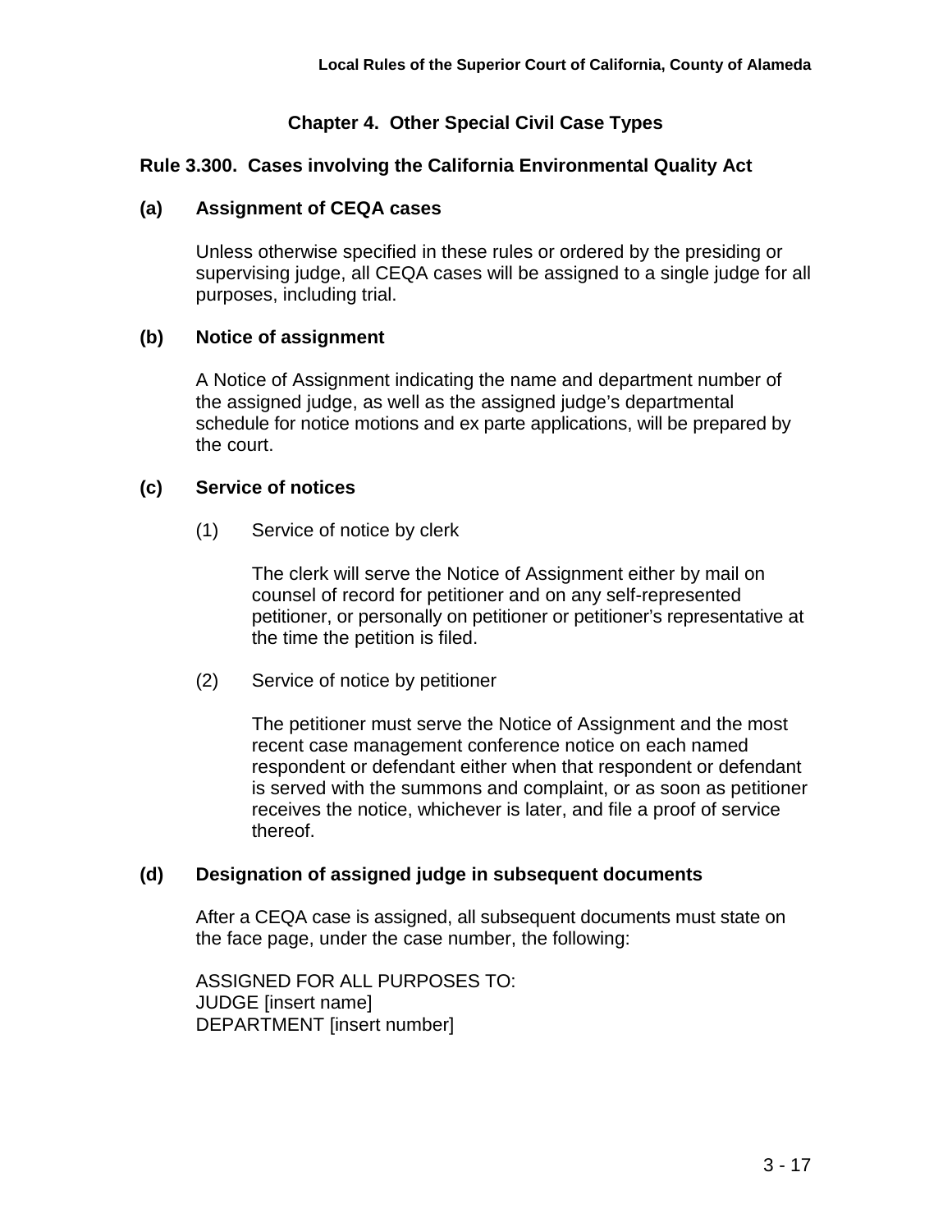# Chapter 4. Other Special Civil Case Types

## Rule 3.300. Cases involving the California Environmental Quality Act

### (a) Assignment of CEQA cases

Unless otherwise specified in these rules or ordered by the presiding or supervising judge, all CEQA cases will be assigned to a single judge for all purposes, including trial.

### (b) Notice of assignment

A Notice of Assignment indicating the name and department number of the assigned judge, as well as the assigned judge's departmental schedule for notice motions and ex parte applications, will be prepared by the court.

### (c) Service of notices

(1) Service of notice by clerk

The clerk will serve the Notice of Assignment either by mail on counsel of record for petitioner and on any self-represented petitioner, or personally on petitioner or petitioner's representative at the time the petition is filed.

(2) Service of notice by petitioner

The petitioner must serve the Notice of Assignment and the most recent case management conference notice on each named respondent or defendant either when that respondent or defendant is served with the summons and complaint, or as soon as petitioner receives the notice, whichever is later, and file a proof of service thereof.

### (d) Designation of assigned judge in subsequent documents

After a CEQA case is assigned, all subsequent documents must state on the face page, under the case number, the following:

ASSIGNED FOR ALL PURPOSES TO:
JUDGE [insert name]
DEPARTMENT [insert number]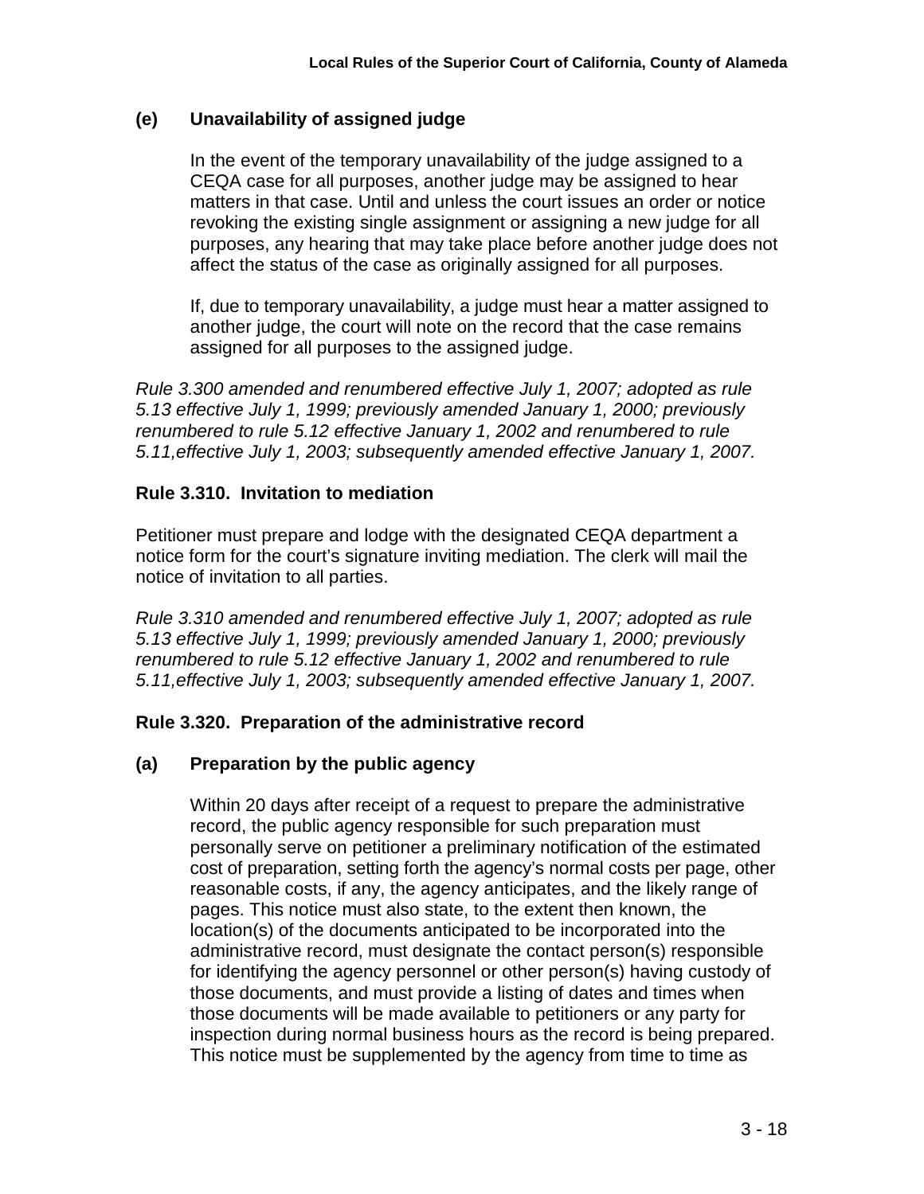### (e) Unavailability of assigned judge

In the event of the temporary unavailability of the judge assigned to a CEQA case for all purposes, another judge may be assigned to hear matters in that case. Until and unless the court issues an order or notice revoking the existing single assignment or assigning a new judge for all purposes, any hearing that may take place before another judge does not affect the status of the case as originally assigned for all purposes.

If, due to temporary unavailability, a judge must hear a matter assigned to another judge, the court will note on the record that the case remains assigned for all purposes to the assigned judge.

*Rule 3.300 amended and renumbered effective July 1, 2007; adopted as rule 5.13 effective July 1, 1999; previously amended January 1, 2000; previously renumbered to rule 5.12 effective January 1, 2002 and renumbered to rule 5.11,effective July 1, 2003; subsequently amended effective January 1, 2007.*

## Rule 3.310. Invitation to mediation

Petitioner must prepare and lodge with the designated CEQA department a notice form for the court's signature inviting mediation. The clerk will mail the notice of invitation to all parties.

*Rule 3.310 amended and renumbered effective July 1, 2007; adopted as rule 5.13 effective July 1, 1999; previously amended January 1, 2000; previously renumbered to rule 5.12 effective January 1, 2002 and renumbered to rule 5.11,effective July 1, 2003; subsequently amended effective January 1, 2007.*

## Rule 3.320. Preparation of the administrative record

### (a) Preparation by the public agency

Within 20 days after receipt of a request to prepare the administrative record, the public agency responsible for such preparation must personally serve on petitioner a preliminary notification of the estimated cost of preparation, setting forth the agency's normal costs per page, other reasonable costs, if any, the agency anticipates, and the likely range of pages. This notice must also state, to the extent then known, the location(s) of the documents anticipated to be incorporated into the administrative record, must designate the contact person(s) responsible for identifying the agency personnel or other person(s) having custody of those documents, and must provide a listing of dates and times when those documents will be made available to petitioners or any party for inspection during normal business hours as the record is being prepared. This notice must be supplemented by the agency from time to time as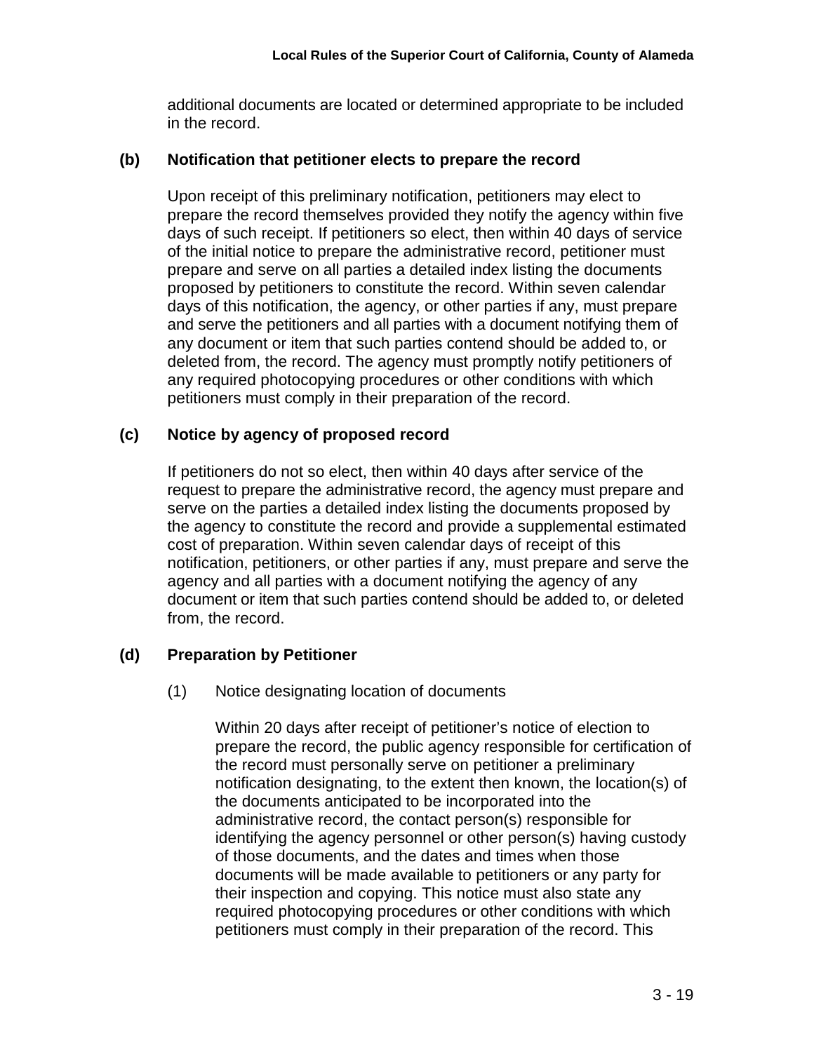additional documents are located or determined appropriate to be included in the record.

**(b) Notification that petitioner elects to prepare the record**

Upon receipt of this preliminary notification, petitioners may elect to prepare the record themselves provided they notify the agency within five days of such receipt. If petitioners so elect, then within 40 days of service of the initial notice to prepare the administrative record, petitioner must prepare and serve on all parties a detailed index listing the documents proposed by petitioners to constitute the record. Within seven calendar days of this notification, the agency, or other parties if any, must prepare and serve the petitioners and all parties with a document notifying them of any document or item that such parties contend should be added to, or deleted from, the record. The agency must promptly notify petitioners of any required photocopying procedures or other conditions with which petitioners must comply in their preparation of the record.

**(c) Notice by agency of proposed record**

If petitioners do not so elect, then within 40 days after service of the request to prepare the administrative record, the agency must prepare and serve on the parties a detailed index listing the documents proposed by the agency to constitute the record and provide a supplemental estimated cost of preparation. Within seven calendar days of receipt of this notification, petitioners, or other parties if any, must prepare and serve the agency and all parties with a document notifying the agency of any document or item that such parties contend should be added to, or deleted from, the record.

**(d) Preparation by Petitioner**

(1) Notice designating location of documents

Within 20 days after receipt of petitioner's notice of election to prepare the record, the public agency responsible for certification of the record must personally serve on petitioner a preliminary notification designating, to the extent then known, the location(s) of the documents anticipated to be incorporated into the administrative record, the contact person(s) responsible for identifying the agency personnel or other person(s) having custody of those documents, and the dates and times when those documents will be made available to petitioners or any party for their inspection and copying. This notice must also state any required photocopying procedures or other conditions with which petitioners must comply in their preparation of the record. This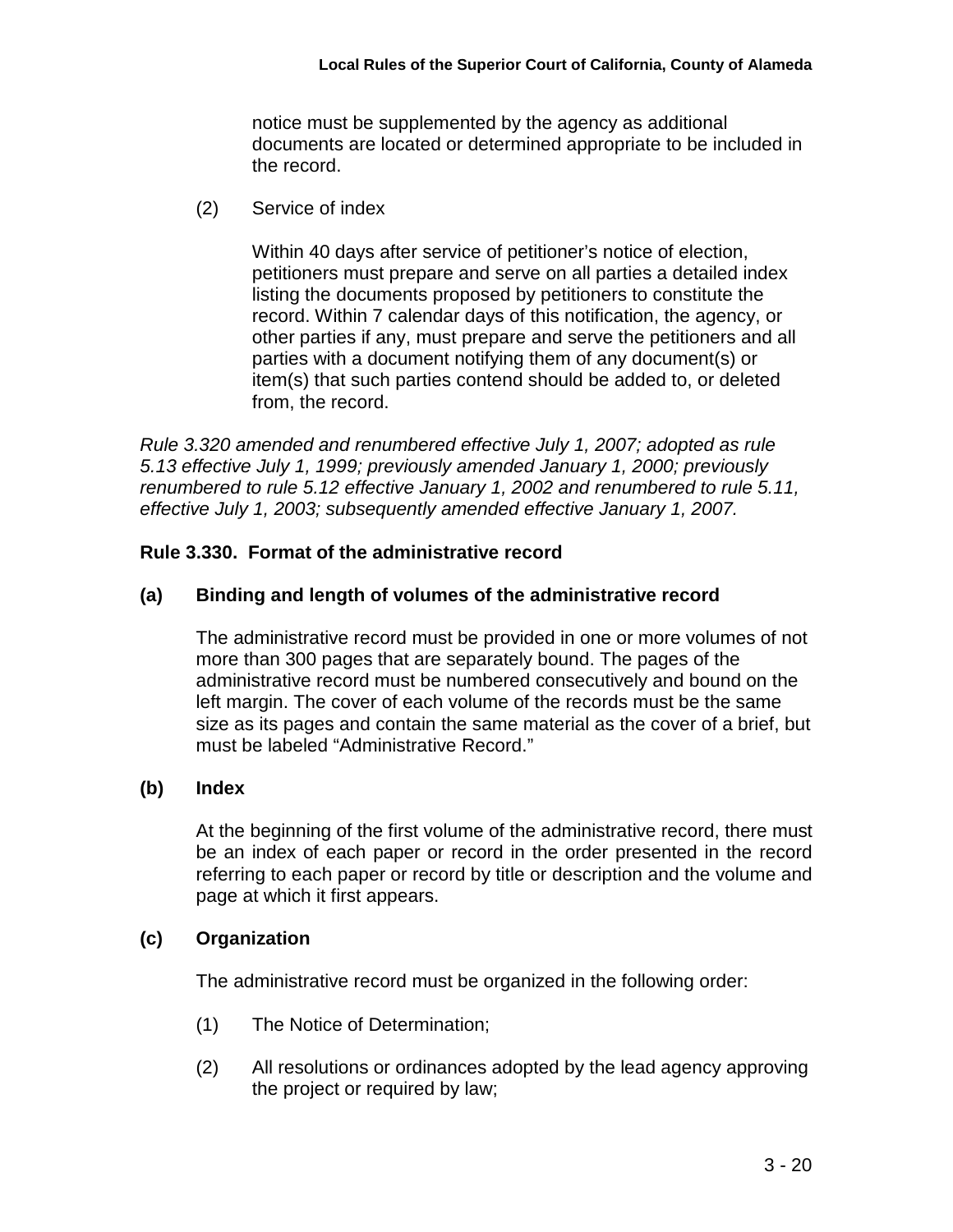notice must be supplemented by the agency as additional documents are located or determined appropriate to be included in the record.

(2) Service of index

Within 40 days after service of petitioner's notice of election, petitioners must prepare and serve on all parties a detailed index listing the documents proposed by petitioners to constitute the record. Within 7 calendar days of this notification, the agency, or other parties if any, must prepare and serve the petitioners and all parties with a document notifying them of any document(s) or item(s) that such parties contend should be added to, or deleted from, the record.

*Rule 3.320 amended and renumbered effective July 1, 2007; adopted as rule 5.13 effective July 1, 1999; previously amended January 1, 2000; previously renumbered to rule 5.12 effective January 1, 2002 and renumbered to rule 5.11, effective July 1, 2003; subsequently amended effective January 1, 2007.*

### Rule 3.330. Format of the administrative record

**(a) Binding and length of volumes of the administrative record**

The administrative record must be provided in one or more volumes of not more than 300 pages that are separately bound. The pages of the administrative record must be numbered consecutively and bound on the left margin. The cover of each volume of the records must be the same size as its pages and contain the same material as the cover of a brief, but must be labeled "Administrative Record."

**(b) Index**

At the beginning of the first volume of the administrative record, there must be an index of each paper or record in the order presented in the record referring to each paper or record by title or description and the volume and page at which it first appears.

**(c) Organization**

The administrative record must be organized in the following order:

(1) The Notice of Determination;

(2) All resolutions or ordinances adopted by the lead agency approving the project or required by law;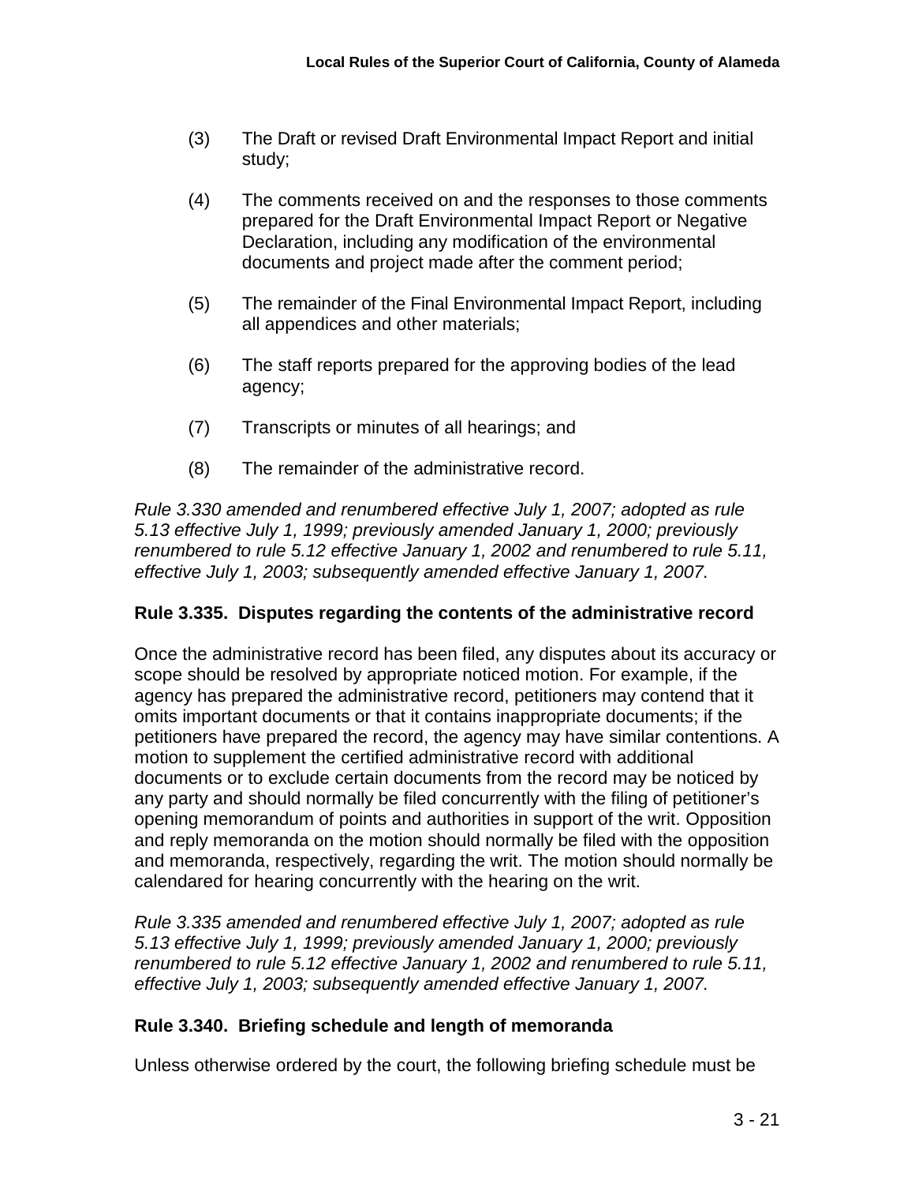(3) The Draft or revised Draft Environmental Impact Report and initial study;

(4) The comments received on and the responses to those comments prepared for the Draft Environmental Impact Report or Negative Declaration, including any modification of the environmental documents and project made after the comment period;

(5) The remainder of the Final Environmental Impact Report, including all appendices and other materials;

(6) The staff reports prepared for the approving bodies of the lead agency;

(7) Transcripts or minutes of all hearings; and

(8) The remainder of the administrative record.

*Rule 3.330 amended and renumbered effective July 1, 2007; adopted as rule 5.13 effective July 1, 1999; previously amended January 1, 2000; previously renumbered to rule 5.12 effective January 1, 2002 and renumbered to rule 5.11, effective July 1, 2003; subsequently amended effective January 1, 2007.*

### Rule 3.335. Disputes regarding the contents of the administrative record

Once the administrative record has been filed, any disputes about its accuracy or scope should be resolved by appropriate noticed motion. For example, if the agency has prepared the administrative record, petitioners may contend that it omits important documents or that it contains inappropriate documents; if the petitioners have prepared the record, the agency may have similar contentions. A motion to supplement the certified administrative record with additional documents or to exclude certain documents from the record may be noticed by any party and should normally be filed concurrently with the filing of petitioner's opening memorandum of points and authorities in support of the writ. Opposition and reply memoranda on the motion should normally be filed with the opposition and memoranda, respectively, regarding the writ. The motion should normally be calendared for hearing concurrently with the hearing on the writ.

*Rule 3.335 amended and renumbered effective July 1, 2007; adopted as rule 5.13 effective July 1, 1999; previously amended January 1, 2000; previously renumbered to rule 5.12 effective January 1, 2002 and renumbered to rule 5.11, effective July 1, 2003; subsequently amended effective January 1, 2007.*

### Rule 3.340. Briefing schedule and length of memoranda

Unless otherwise ordered by the court, the following briefing schedule must be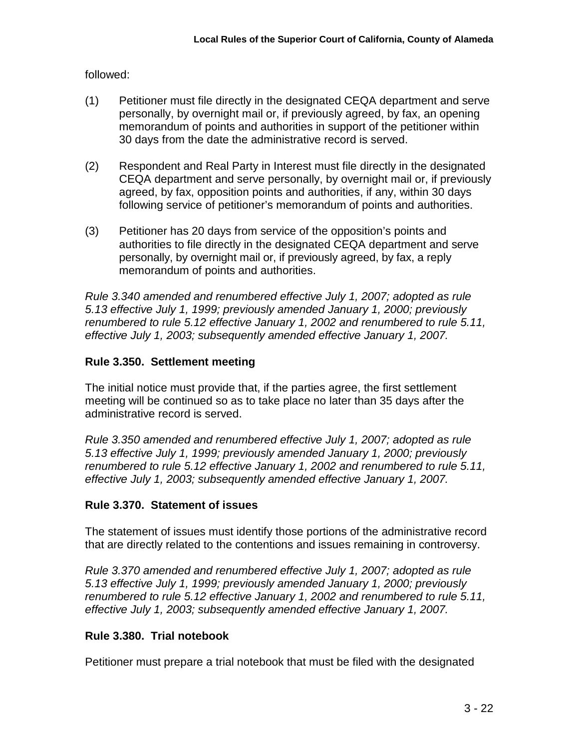followed:

(1) Petitioner must file directly in the designated CEQA department and serve personally, by overnight mail or, if previously agreed, by fax, an opening memorandum of points and authorities in support of the petitioner within 30 days from the date the administrative record is served.

(2) Respondent and Real Party in Interest must file directly in the designated CEQA department and serve personally, by overnight mail or, if previously agreed, by fax, opposition points and authorities, if any, within 30 days following service of petitioner's memorandum of points and authorities.

(3) Petitioner has 20 days from service of the opposition's points and authorities to file directly in the designated CEQA department and serve personally, by overnight mail or, if previously agreed, by fax, a reply memorandum of points and authorities.

*Rule 3.340 amended and renumbered effective July 1, 2007; adopted as rule 5.13 effective July 1, 1999; previously amended January 1, 2000; previously renumbered to rule 5.12 effective January 1, 2002 and renumbered to rule 5.11, effective July 1, 2003; subsequently amended effective January 1, 2007.*

### Rule 3.350. Settlement meeting

The initial notice must provide that, if the parties agree, the first settlement meeting will be continued so as to take place no later than 35 days after the administrative record is served.

*Rule 3.350 amended and renumbered effective July 1, 2007; adopted as rule 5.13 effective July 1, 1999; previously amended January 1, 2000; previously renumbered to rule 5.12 effective January 1, 2002 and renumbered to rule 5.11, effective July 1, 2003; subsequently amended effective January 1, 2007.*

### Rule 3.370. Statement of issues

The statement of issues must identify those portions of the administrative record that are directly related to the contentions and issues remaining in controversy.

*Rule 3.370 amended and renumbered effective July 1, 2007; adopted as rule 5.13 effective July 1, 1999; previously amended January 1, 2000; previously renumbered to rule 5.12 effective January 1, 2002 and renumbered to rule 5.11, effective July 1, 2003; subsequently amended effective January 1, 2007.*

### Rule 3.380. Trial notebook

Petitioner must prepare a trial notebook that must be filed with the designated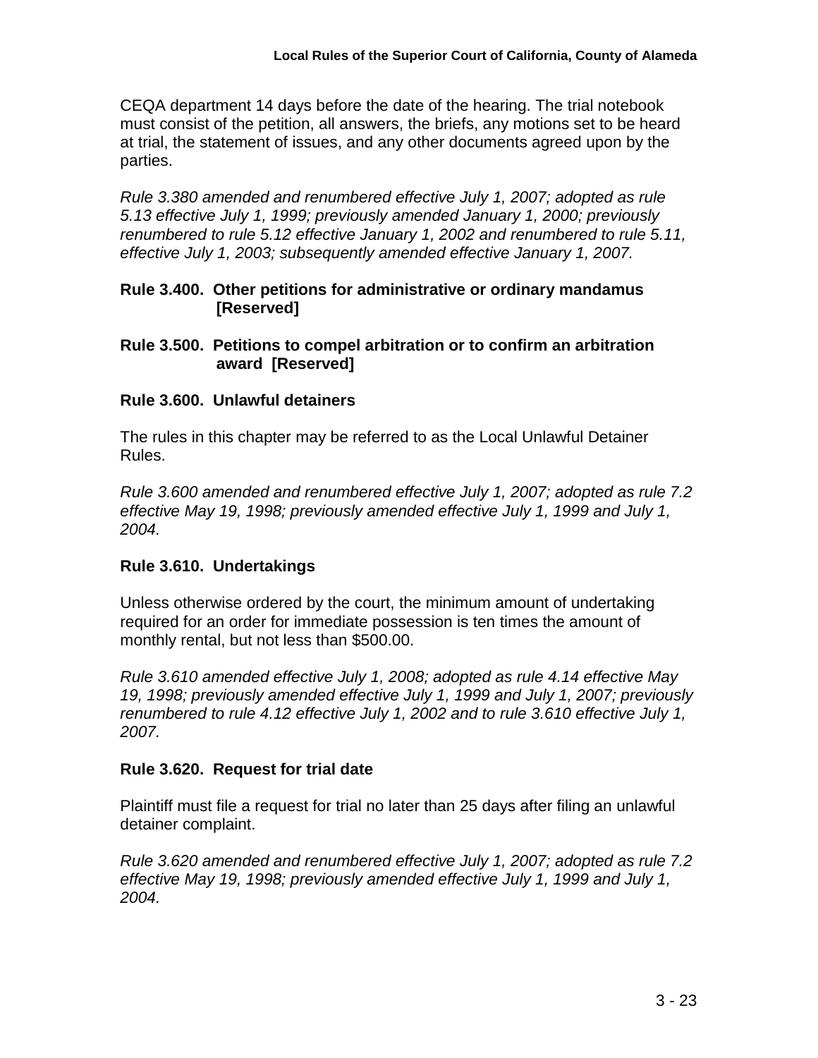CEQA department 14 days before the date of the hearing. The trial notebook must consist of the petition, all answers, the briefs, any motions set to be heard at trial, the statement of issues, and any other documents agreed upon by the parties.

*Rule 3.380 amended and renumbered effective July 1, 2007; adopted as rule 5.13 effective July 1, 1999; previously amended January 1, 2000; previously renumbered to rule 5.12 effective January 1, 2002 and renumbered to rule 5.11, effective July 1, 2003; subsequently amended effective January 1, 2007.*

### Rule 3.400. Other petitions for administrative or ordinary mandamus [Reserved]

### Rule 3.500. Petitions to compel arbitration or to confirm an arbitration award [Reserved]

### Rule 3.600. Unlawful detainers

The rules in this chapter may be referred to as the Local Unlawful Detainer Rules.

*Rule 3.600 amended and renumbered effective July 1, 2007; adopted as rule 7.2 effective May 19, 1998; previously amended effective July 1, 1999 and July 1, 2004.*

### Rule 3.610. Undertakings

Unless otherwise ordered by the court, the minimum amount of undertaking required for an order for immediate possession is ten times the amount of monthly rental, but not less than $500.00.

*Rule 3.610 amended effective July 1, 2008; adopted as rule 4.14 effective May 19, 1998; previously amended effective July 1, 1999 and July 1, 2007; previously renumbered to rule 4.12 effective July 1, 2002 and to rule 3.610 effective July 1, 2007.*

### Rule 3.620. Request for trial date

Plaintiff must file a request for trial no later than 25 days after filing an unlawful detainer complaint.

*Rule 3.620 amended and renumbered effective July 1, 2007; adopted as rule 7.2 effective May 19, 1998; previously amended effective July 1, 1999 and July 1, 2004.*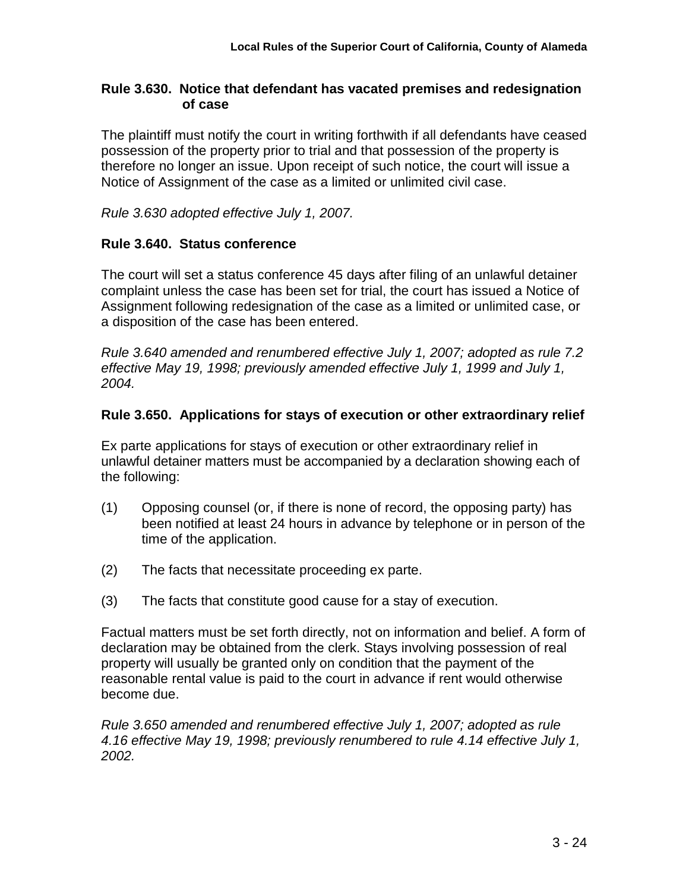### Rule 3.630. Notice that defendant has vacated premises and redesignation of case

The plaintiff must notify the court in writing forthwith if all defendants have ceased possession of the property prior to trial and that possession of the property is therefore no longer an issue. Upon receipt of such notice, the court will issue a Notice of Assignment of the case as a limited or unlimited civil case.

*Rule 3.630 adopted effective July 1, 2007.*

### Rule 3.640. Status conference

The court will set a status conference 45 days after filing of an unlawful detainer complaint unless the case has been set for trial, the court has issued a Notice of Assignment following redesignation of the case as a limited or unlimited case, or a disposition of the case has been entered.

*Rule 3.640 amended and renumbered effective July 1, 2007; adopted as rule 7.2 effective May 19, 1998; previously amended effective July 1, 1999 and July 1, 2004.*

### Rule 3.650. Applications for stays of execution or other extraordinary relief

Ex parte applications for stays of execution or other extraordinary relief in unlawful detainer matters must be accompanied by a declaration showing each of the following:

(1) Opposing counsel (or, if there is none of record, the opposing party) has been notified at least 24 hours in advance by telephone or in person of the time of the application.

(2) The facts that necessitate proceeding ex parte.

(3) The facts that constitute good cause for a stay of execution.

Factual matters must be set forth directly, not on information and belief. A form of declaration may be obtained from the clerk. Stays involving possession of real property will usually be granted only on condition that the payment of the reasonable rental value is paid to the court in advance if rent would otherwise become due.

*Rule 3.650 amended and renumbered effective July 1, 2007; adopted as rule 4.16 effective May 19, 1998; previously renumbered to rule 4.14 effective July 1, 2002.*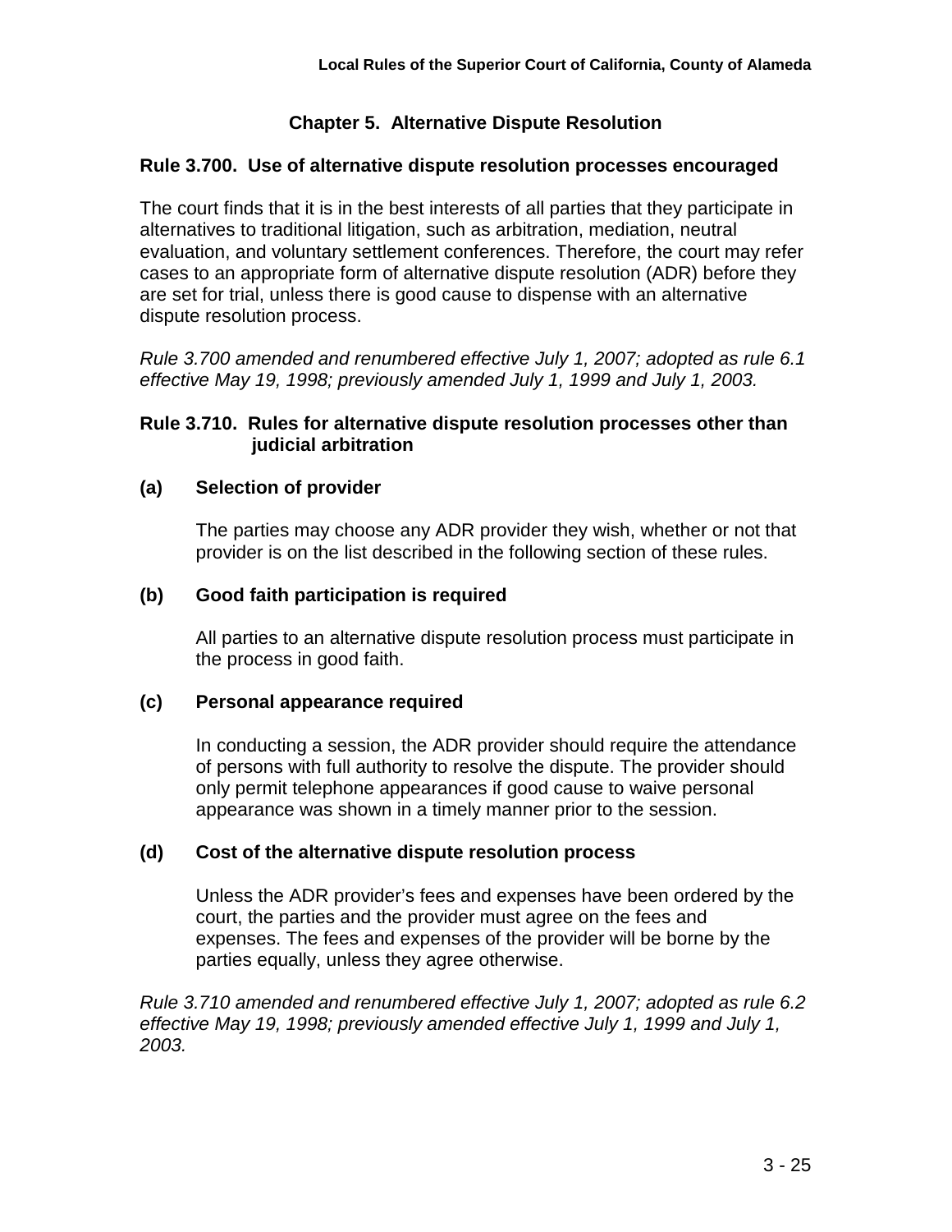# Chapter 5. Alternative Dispute Resolution

## Rule 3.700. Use of alternative dispute resolution processes encouraged

The court finds that it is in the best interests of all parties that they participate in alternatives to traditional litigation, such as arbitration, mediation, neutral evaluation, and voluntary settlement conferences. Therefore, the court may refer cases to an appropriate form of alternative dispute resolution (ADR) before they are set for trial, unless there is good cause to dispense with an alternative dispute resolution process.

*Rule 3.700 amended and renumbered effective July 1, 2007; adopted as rule 6.1 effective May 19, 1998; previously amended July 1, 1999 and July 1, 2003.*

## Rule 3.710. Rules for alternative dispute resolution processes other than judicial arbitration

### (a) Selection of provider

The parties may choose any ADR provider they wish, whether or not that provider is on the list described in the following section of these rules.

### (b) Good faith participation is required

All parties to an alternative dispute resolution process must participate in the process in good faith.

### (c) Personal appearance required

In conducting a session, the ADR provider should require the attendance of persons with full authority to resolve the dispute. The provider should only permit telephone appearances if good cause to waive personal appearance was shown in a timely manner prior to the session.

### (d) Cost of the alternative dispute resolution process

Unless the ADR provider's fees and expenses have been ordered by the court, the parties and the provider must agree on the fees and expenses. The fees and expenses of the provider will be borne by the parties equally, unless they agree otherwise.

*Rule 3.710 amended and renumbered effective July 1, 2007; adopted as rule 6.2 effective May 19, 1998; previously amended effective July 1, 1999 and July 1, 2003.*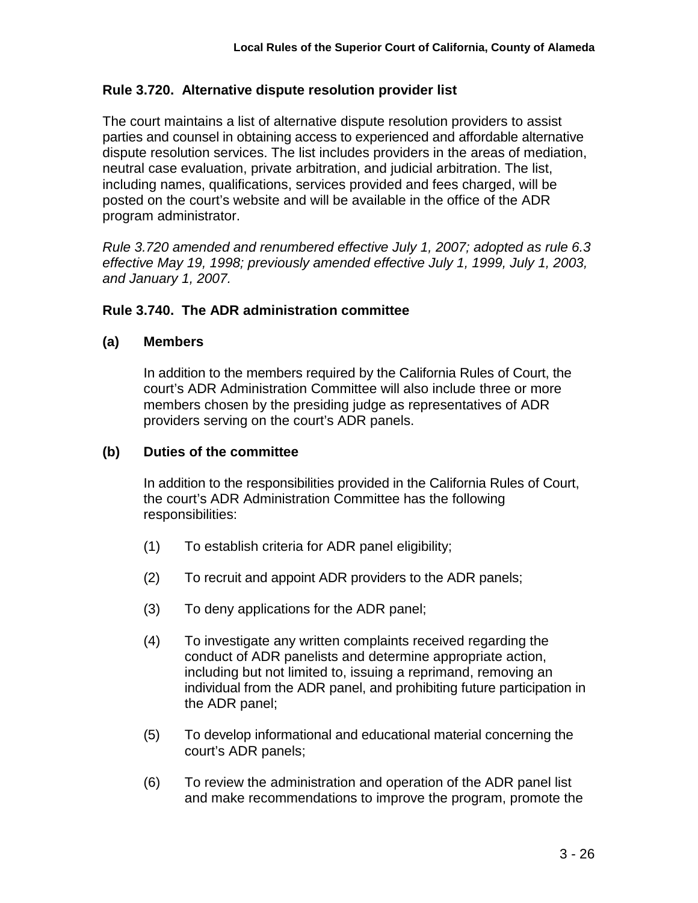### Rule 3.720. Alternative dispute resolution provider list

The court maintains a list of alternative dispute resolution providers to assist parties and counsel in obtaining access to experienced and affordable alternative dispute resolution services. The list includes providers in the areas of mediation, neutral case evaluation, private arbitration, and judicial arbitration. The list, including names, qualifications, services provided and fees charged, will be posted on the court's website and will be available in the office of the ADR program administrator.

*Rule 3.720 amended and renumbered effective July 1, 2007; adopted as rule 6.3 effective May 19, 1998; previously amended effective July 1, 1999, July 1, 2003, and January 1, 2007.*

### Rule 3.740. The ADR administration committee

**(a) Members**

In addition to the members required by the California Rules of Court, the court's ADR Administration Committee will also include three or more members chosen by the presiding judge as representatives of ADR providers serving on the court's ADR panels.

**(b) Duties of the committee**

In addition to the responsibilities provided in the California Rules of Court, the court's ADR Administration Committee has the following responsibilities:

(1) To establish criteria for ADR panel eligibility;

(2) To recruit and appoint ADR providers to the ADR panels;

(3) To deny applications for the ADR panel;

(4) To investigate any written complaints received regarding the conduct of ADR panelists and determine appropriate action, including but not limited to, issuing a reprimand, removing an individual from the ADR panel, and prohibiting future participation in the ADR panel;

(5) To develop informational and educational material concerning the court's ADR panels;

(6) To review the administration and operation of the ADR panel list and make recommendations to improve the program, promote the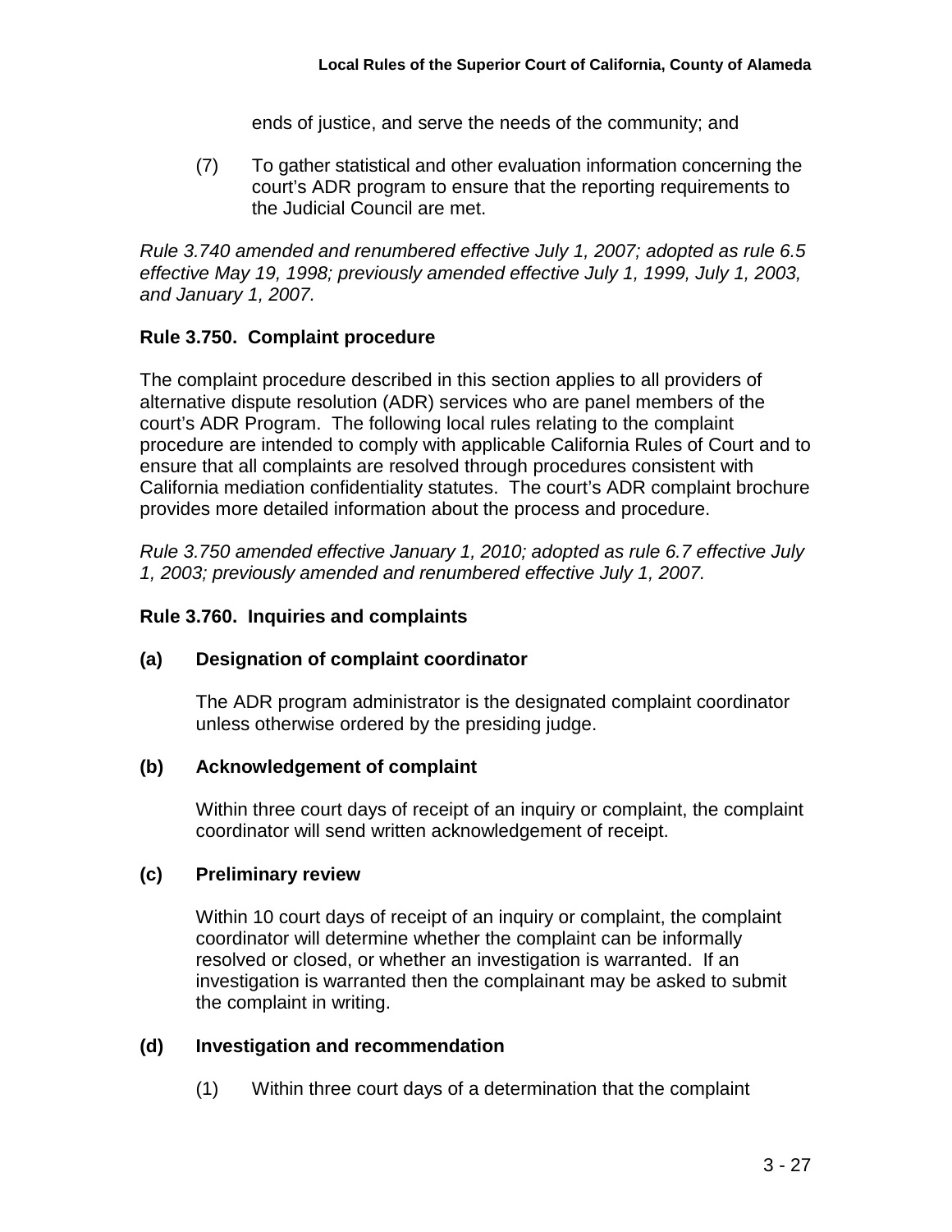ends of justice, and serve the needs of the community; and

(7) To gather statistical and other evaluation information concerning the court's ADR program to ensure that the reporting requirements to the Judicial Council are met.

*Rule 3.740 amended and renumbered effective July 1, 2007; adopted as rule 6.5 effective May 19, 1998; previously amended effective July 1, 1999, July 1, 2003, and January 1, 2007.*

### Rule 3.750. Complaint procedure

The complaint procedure described in this section applies to all providers of alternative dispute resolution (ADR) services who are panel members of the court's ADR Program. The following local rules relating to the complaint procedure are intended to comply with applicable California Rules of Court and to ensure that all complaints are resolved through procedures consistent with California mediation confidentiality statutes. The court's ADR complaint brochure provides more detailed information about the process and procedure.

*Rule 3.750 amended effective January 1, 2010; adopted as rule 6.7 effective July 1, 2003; previously amended and renumbered effective July 1, 2007.*

### Rule 3.760. Inquiries and complaints

**(a) Designation of complaint coordinator**

The ADR program administrator is the designated complaint coordinator unless otherwise ordered by the presiding judge.

**(b) Acknowledgement of complaint**

Within three court days of receipt of an inquiry or complaint, the complaint coordinator will send written acknowledgement of receipt.

**(c) Preliminary review**

Within 10 court days of receipt of an inquiry or complaint, the complaint coordinator will determine whether the complaint can be informally resolved or closed, or whether an investigation is warranted. If an investigation is warranted then the complainant may be asked to submit the complaint in writing.

**(d) Investigation and recommendation**

(1) Within three court days of a determination that the complaint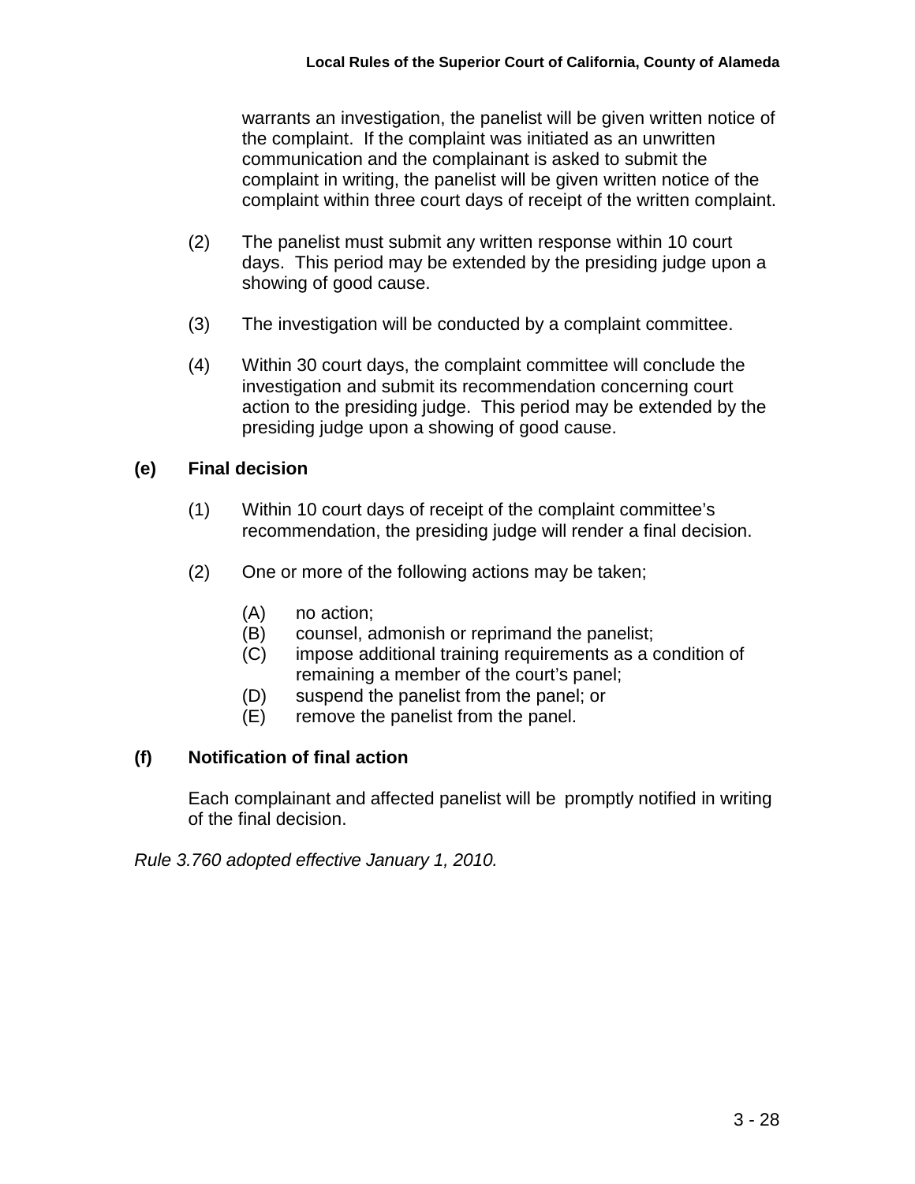warrants an investigation, the panelist will be given written notice of the complaint. If the complaint was initiated as an unwritten communication and the complainant is asked to submit the complaint in writing, the panelist will be given written notice of the complaint within three court days of receipt of the written complaint.

(2) The panelist must submit any written response within 10 court days. This period may be extended by the presiding judge upon a showing of good cause.

(3) The investigation will be conducted by a complaint committee.

(4) Within 30 court days, the complaint committee will conclude the investigation and submit its recommendation concerning court action to the presiding judge. This period may be extended by the presiding judge upon a showing of good cause.

**(e) Final decision**

(1) Within 10 court days of receipt of the complaint committee's recommendation, the presiding judge will render a final decision.

(2) One or more of the following actions may be taken;

(A) no action;
(B) counsel, admonish or reprimand the panelist;
(C) impose additional training requirements as a condition of remaining a member of the court's panel;
(D) suspend the panelist from the panel; or
(E) remove the panelist from the panel.

**(f) Notification of final action**

Each complainant and affected panelist will be promptly notified in writing of the final decision.

*Rule 3.760 adopted effective January 1, 2010.*